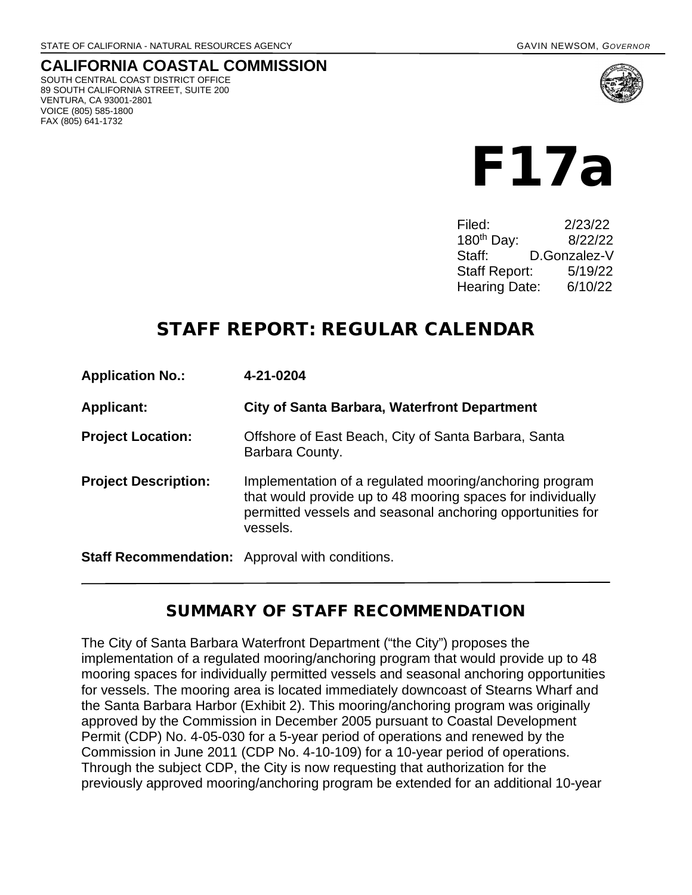STATE OF CALIFORNIA - NATURAL RESOURCES AGENCY GAVIN NEWSOM, *GOVERNOR*

**CALIFORNIA COASTAL COMMISSION**
SOUTH CENTRAL COAST DISTRICT OFFICE
89 SOUTH CALIFORNIA STREET, SUITE 200
VENTURA, CA 93001-2801
VOICE (805) 585-1800
FAX (805) 641-1732

# F17a

| | |
|---|---|
| Filed: | 2/23/22 |
| 180th Day: | 8/22/22 |
| Staff: | D.Gonzalez-V |
| Staff Report: | 5/19/22 |
| Hearing Date: | 6/10/22 |

## STAFF REPORT: REGULAR CALENDAR

**Application No.:** **4-21-0204**

**Applicant:** **City of Santa Barbara, Waterfront Department**

**Project Location:** Offshore of East Beach, City of Santa Barbara, Santa Barbara County.

**Project Description:** Implementation of a regulated mooring/anchoring program that would provide up to 48 mooring spaces for individually permitted vessels and seasonal anchoring opportunities for vessels.

**Staff Recommendation:** Approval with conditions.

## SUMMARY OF STAFF RECOMMENDATION

The City of Santa Barbara Waterfront Department ("the City") proposes the implementation of a regulated mooring/anchoring program that would provide up to 48 mooring spaces for individually permitted vessels and seasonal anchoring opportunities for vessels. The mooring area is located immediately downcoast of Stearns Wharf and the Santa Barbara Harbor (Exhibit 2). This mooring/anchoring program was originally approved by the Commission in December 2005 pursuant to Coastal Development Permit (CDP) No. 4-05-030 for a 5-year period of operations and renewed by the Commission in June 2011 (CDP No. 4-10-109) for a 10-year period of operations. Through the subject CDP, the City is now requesting that authorization for the previously approved mooring/anchoring program be extended for an additional 10-year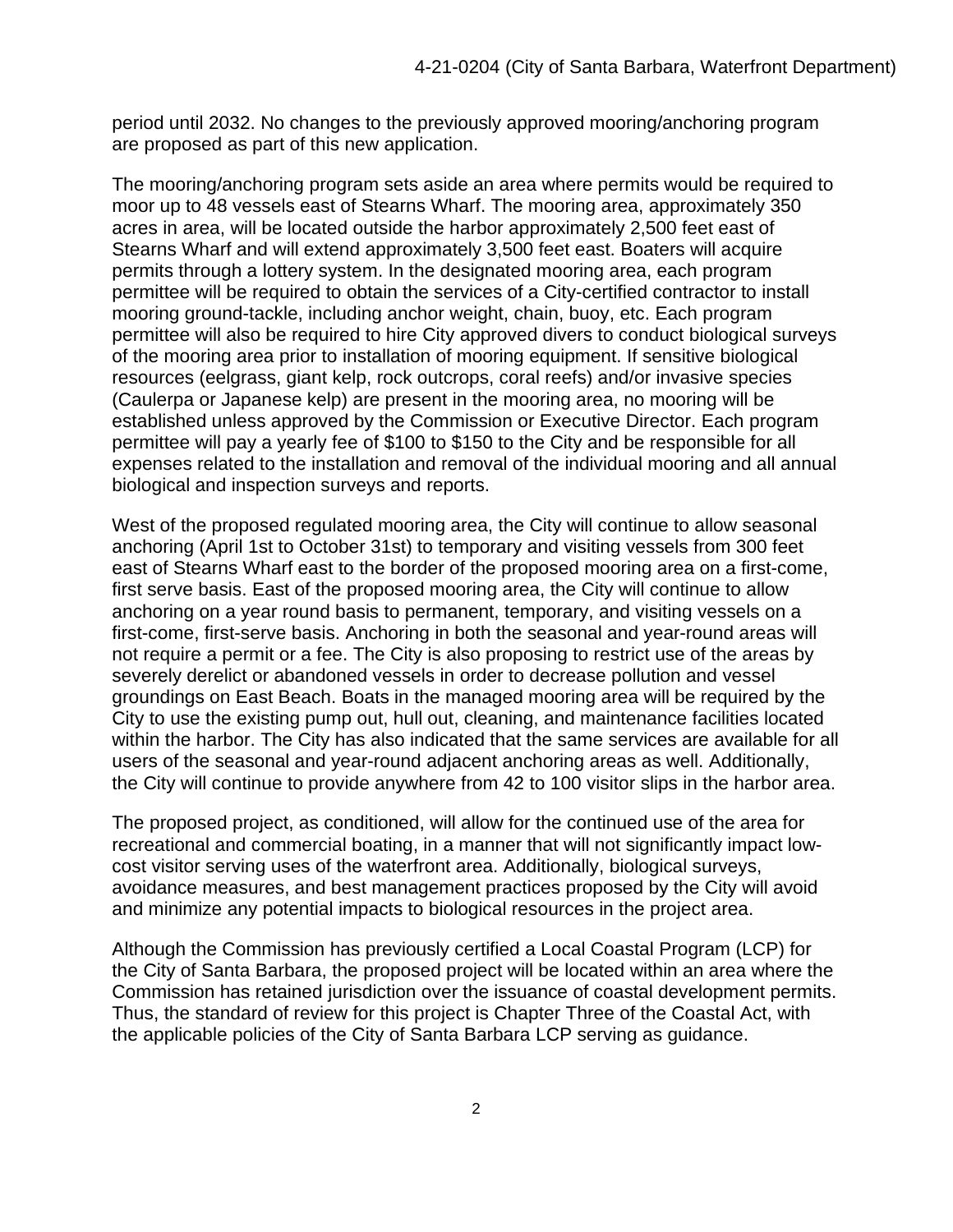period until 2032. No changes to the previously approved mooring/anchoring program are proposed as part of this new application.

The mooring/anchoring program sets aside an area where permits would be required to moor up to 48 vessels east of Stearns Wharf. The mooring area, approximately 350 acres in area, will be located outside the harbor approximately 2,500 feet east of Stearns Wharf and will extend approximately 3,500 feet east. Boaters will acquire permits through a lottery system. In the designated mooring area, each program permittee will be required to obtain the services of a City-certified contractor to install mooring ground-tackle, including anchor weight, chain, buoy, etc. Each program permittee will also be required to hire City approved divers to conduct biological surveys of the mooring area prior to installation of mooring equipment. If sensitive biological resources (eelgrass, giant kelp, rock outcrops, coral reefs) and/or invasive species (Caulerpa or Japanese kelp) are present in the mooring area, no mooring will be established unless approved by the Commission or Executive Director. Each program permittee will pay a yearly fee of $100 to $150 to the City and be responsible for all expenses related to the installation and removal of the individual mooring and all annual biological and inspection surveys and reports.

West of the proposed regulated mooring area, the City will continue to allow seasonal anchoring (April 1st to October 31st) to temporary and visiting vessels from 300 feet east of Stearns Wharf east to the border of the proposed mooring area on a first-come, first serve basis. East of the proposed mooring area, the City will continue to allow anchoring on a year round basis to permanent, temporary, and visiting vessels on a first-come, first-serve basis. Anchoring in both the seasonal and year-round areas will not require a permit or a fee. The City is also proposing to restrict use of the areas by severely derelict or abandoned vessels in order to decrease pollution and vessel groundings on East Beach. Boats in the managed mooring area will be required by the City to use the existing pump out, hull out, cleaning, and maintenance facilities located within the harbor. The City has also indicated that the same services are available for all users of the seasonal and year-round adjacent anchoring areas as well. Additionally, the City will continue to provide anywhere from 42 to 100 visitor slips in the harbor area.

The proposed project, as conditioned, will allow for the continued use of the area for recreational and commercial boating, in a manner that will not significantly impact low-cost visitor serving uses of the waterfront area. Additionally, biological surveys, avoidance measures, and best management practices proposed by the City will avoid and minimize any potential impacts to biological resources in the project area.

Although the Commission has previously certified a Local Coastal Program (LCP) for the City of Santa Barbara, the proposed project will be located within an area where the Commission has retained jurisdiction over the issuance of coastal development permits. Thus, the standard of review for this project is Chapter Three of the Coastal Act, with the applicable policies of the City of Santa Barbara LCP serving as guidance.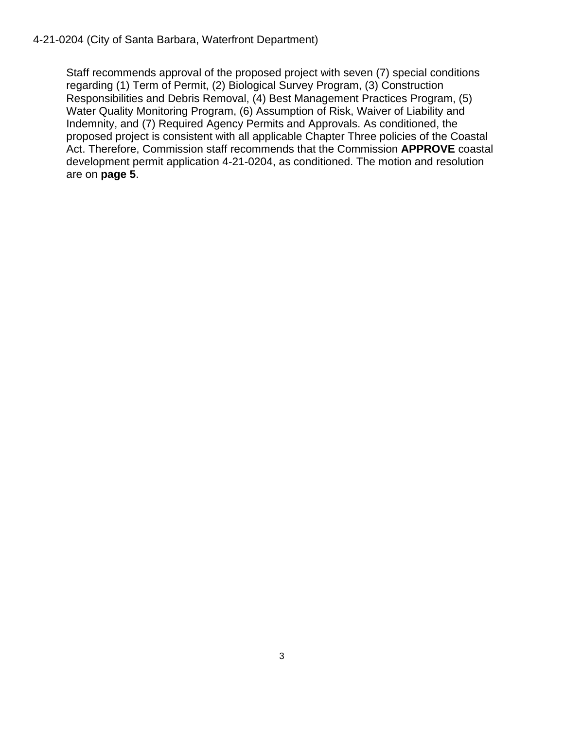Staff recommends approval of the proposed project with seven (7) special conditions regarding (1) Term of Permit, (2) Biological Survey Program, (3) Construction Responsibilities and Debris Removal, (4) Best Management Practices Program, (5) Water Quality Monitoring Program, (6) Assumption of Risk, Waiver of Liability and Indemnity, and (7) Required Agency Permits and Approvals. As conditioned, the proposed project is consistent with all applicable Chapter Three policies of the Coastal Act. Therefore, Commission staff recommends that the Commission **APPROVE** coastal development permit application 4-21-0204, as conditioned. The motion and resolution are on **page 5**.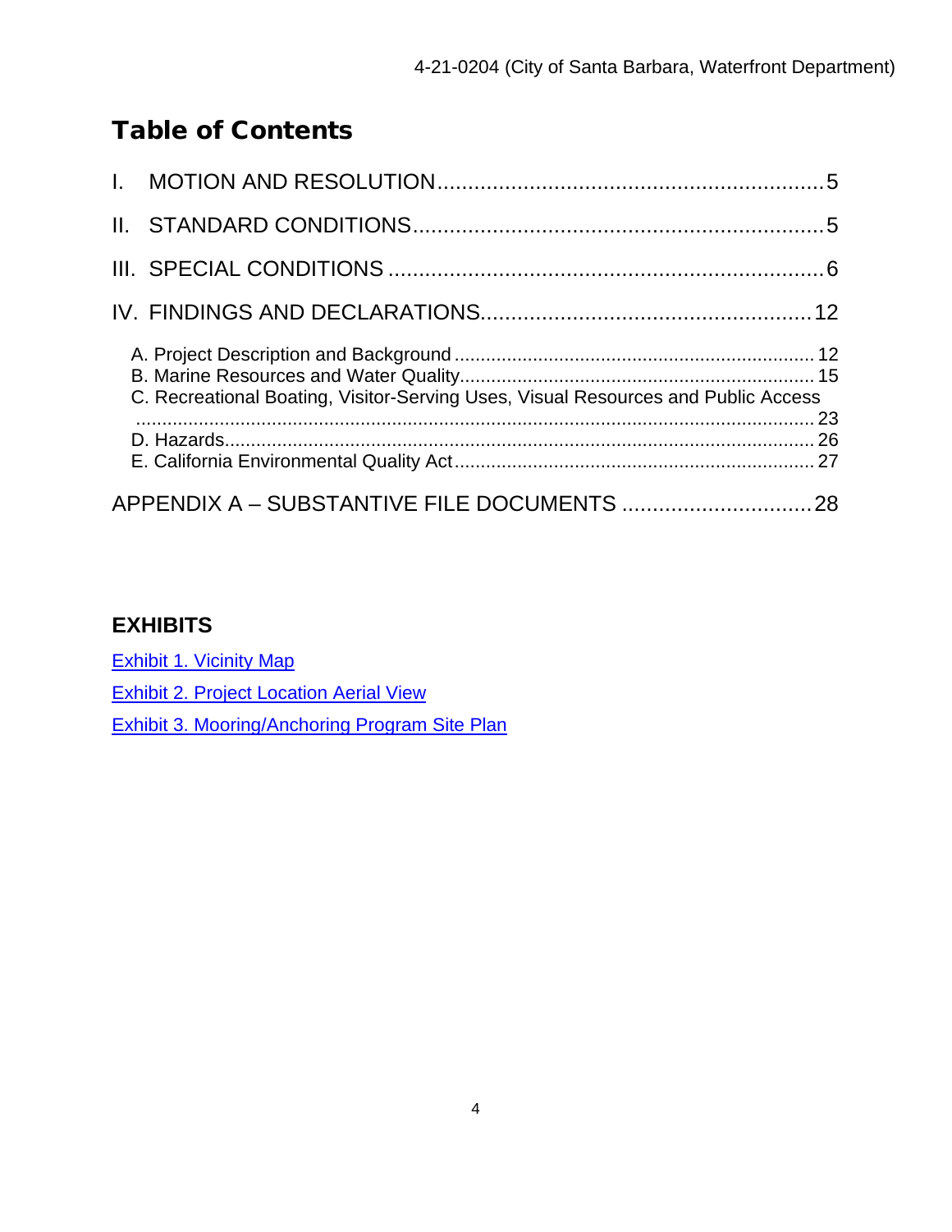# Table of Contents

I. MOTION AND RESOLUTION .......... 5

II. STANDARD CONDITIONS .......... 5

III. SPECIAL CONDITIONS .......... 6

IV. FINDINGS AND DECLARATIONS .......... 12

- A. Project Description and Background .......... 12
- B. Marine Resources and Water Quality .......... 15
- C. Recreational Boating, Visitor-Serving Uses, Visual Resources and Public Access .......... 23
- D. Hazards .......... 26
- E. California Environmental Quality Act .......... 27

APPENDIX A – SUBSTANTIVE FILE DOCUMENTS .......... 28

## EXHIBITS

Exhibit 1. Vicinity Map

Exhibit 2. Project Location Aerial View

Exhibit 3. Mooring/Anchoring Program Site Plan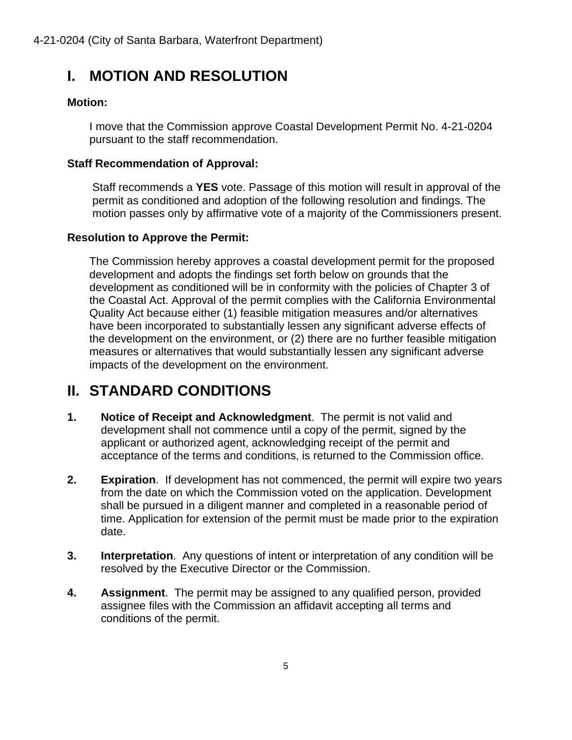# I. MOTION AND RESOLUTION

**Motion:**

I move that the Commission approve Coastal Development Permit No. 4-21-0204 pursuant to the staff recommendation.

**Staff Recommendation of Approval:**

Staff recommends a **YES** vote. Passage of this motion will result in approval of the permit as conditioned and adoption of the following resolution and findings. The motion passes only by affirmative vote of a majority of the Commissioners present.

**Resolution to Approve the Permit:**

The Commission hereby approves a coastal development permit for the proposed development and adopts the findings set forth below on grounds that the development as conditioned will be in conformity with the policies of Chapter 3 of the Coastal Act. Approval of the permit complies with the California Environmental Quality Act because either (1) feasible mitigation measures and/or alternatives have been incorporated to substantially lessen any significant adverse effects of the development on the environment, or (2) there are no further feasible mitigation measures or alternatives that would substantially lessen any significant adverse impacts of the development on the environment.

# II. STANDARD CONDITIONS

1. **Notice of Receipt and Acknowledgment**. The permit is not valid and development shall not commence until a copy of the permit, signed by the applicant or authorized agent, acknowledging receipt of the permit and acceptance of the terms and conditions, is returned to the Commission office.

2. **Expiration**. If development has not commenced, the permit will expire two years from the date on which the Commission voted on the application. Development shall be pursued in a diligent manner and completed in a reasonable period of time. Application for extension of the permit must be made prior to the expiration date.

3. **Interpretation**. Any questions of intent or interpretation of any condition will be resolved by the Executive Director or the Commission.

4. **Assignment**. The permit may be assigned to any qualified person, provided assignee files with the Commission an affidavit accepting all terms and conditions of the permit.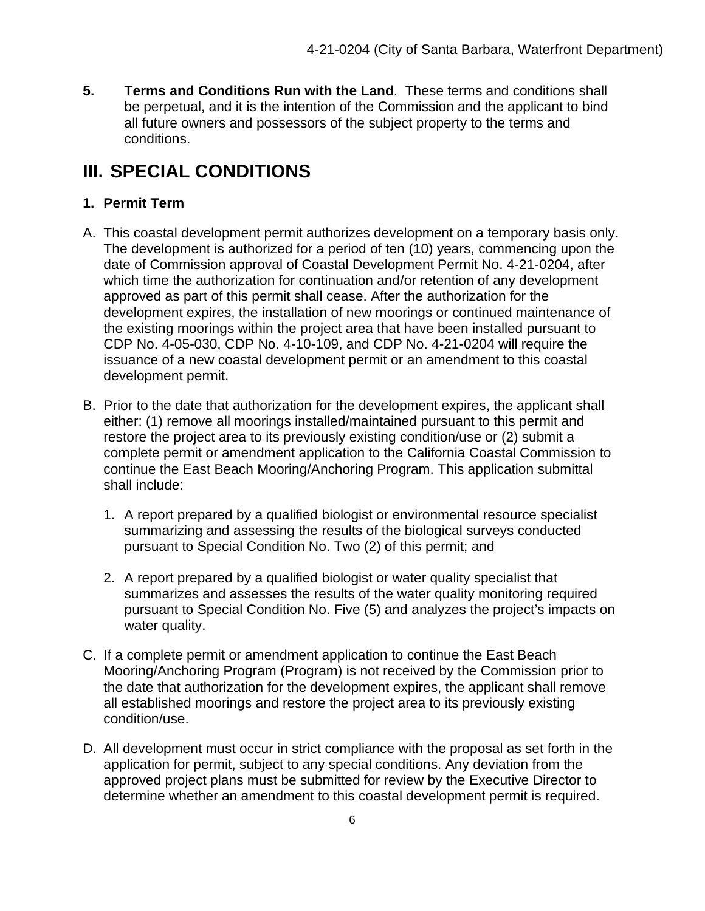5. **Terms and Conditions Run with the Land**. These terms and conditions shall be perpetual, and it is the intention of the Commission and the applicant to bind all future owners and possessors of the subject property to the terms and conditions.

# III. SPECIAL CONDITIONS

**1. Permit Term**

A. This coastal development permit authorizes development on a temporary basis only. The development is authorized for a period of ten (10) years, commencing upon the date of Commission approval of Coastal Development Permit No. 4-21-0204, after which time the authorization for continuation and/or retention of any development approved as part of this permit shall cease. After the authorization for the development expires, the installation of new moorings or continued maintenance of the existing moorings within the project area that have been installed pursuant to CDP No. 4-05-030, CDP No. 4-10-109, and CDP No. 4-21-0204 will require the issuance of a new coastal development permit or an amendment to this coastal development permit.

B. Prior to the date that authorization for the development expires, the applicant shall either: (1) remove all moorings installed/maintained pursuant to this permit and restore the project area to its previously existing condition/use or (2) submit a complete permit or amendment application to the California Coastal Commission to continue the East Beach Mooring/Anchoring Program. This application submittal shall include:

   1. A report prepared by a qualified biologist or environmental resource specialist summarizing and assessing the results of the biological surveys conducted pursuant to Special Condition No. Two (2) of this permit; and

   2. A report prepared by a qualified biologist or water quality specialist that summarizes and assesses the results of the water quality monitoring required pursuant to Special Condition No. Five (5) and analyzes the project's impacts on water quality.

C. If a complete permit or amendment application to continue the East Beach Mooring/Anchoring Program (Program) is not received by the Commission prior to the date that authorization for the development expires, the applicant shall remove all established moorings and restore the project area to its previously existing condition/use.

D. All development must occur in strict compliance with the proposal as set forth in the application for permit, subject to any special conditions. Any deviation from the approved project plans must be submitted for review by the Executive Director to determine whether an amendment to this coastal development permit is required.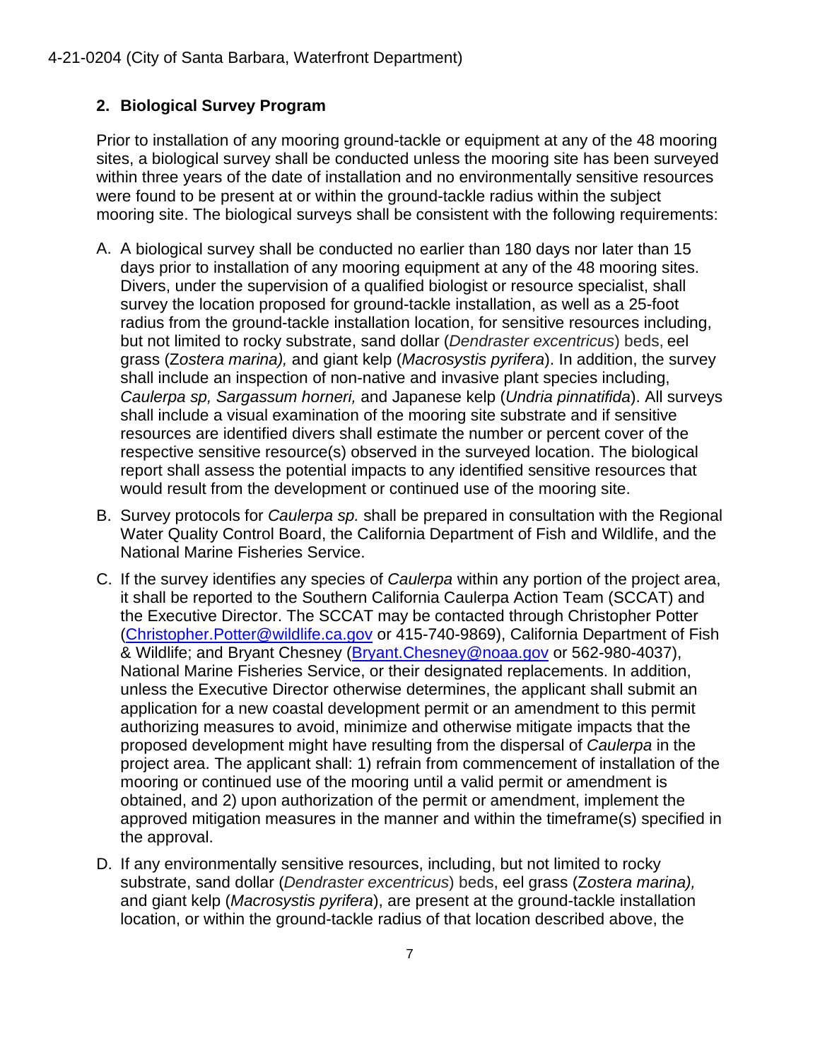### 2. Biological Survey Program

Prior to installation of any mooring ground-tackle or equipment at any of the 48 mooring sites, a biological survey shall be conducted unless the mooring site has been surveyed within three years of the date of installation and no environmentally sensitive resources were found to be present at or within the ground-tackle radius within the subject mooring site. The biological surveys shall be consistent with the following requirements:

A. A biological survey shall be conducted no earlier than 180 days nor later than 15 days prior to installation of any mooring equipment at any of the 48 mooring sites. Divers, under the supervision of a qualified biologist or resource specialist, shall survey the location proposed for ground-tackle installation, as well as a 25-foot radius from the ground-tackle installation location, for sensitive resources including, but not limited to rocky substrate, sand dollar (*Dendraster excentricus*) beds, eel grass (Z*ostera marina),* and giant kelp (*Macrosystis pyrifera*). In addition, the survey shall include an inspection of non-native and invasive plant species including, *Caulerpa sp, Sargassum horneri,* and Japanese kelp (*Undria pinnatifida*). All surveys shall include a visual examination of the mooring site substrate and if sensitive resources are identified divers shall estimate the number or percent cover of the respective sensitive resource(s) observed in the surveyed location. The biological report shall assess the potential impacts to any identified sensitive resources that would result from the development or continued use of the mooring site.

B. Survey protocols for *Caulerpa sp.* shall be prepared in consultation with the Regional Water Quality Control Board, the California Department of Fish and Wildlife, and the National Marine Fisheries Service.

C. If the survey identifies any species of *Caulerpa* within any portion of the project area, it shall be reported to the Southern California Caulerpa Action Team (SCCAT) and the Executive Director. The SCCAT may be contacted through Christopher Potter (Christopher.Potter@wildlife.ca.gov or 415-740-9869), California Department of Fish & Wildlife; and Bryant Chesney (Bryant.Chesney@noaa.gov or 562-980-4037), National Marine Fisheries Service, or their designated replacements. In addition, unless the Executive Director otherwise determines, the applicant shall submit an application for a new coastal development permit or an amendment to this permit authorizing measures to avoid, minimize and otherwise mitigate impacts that the proposed development might have resulting from the dispersal of *Caulerpa* in the project area. The applicant shall: 1) refrain from commencement of installation of the mooring or continued use of the mooring until a valid permit or amendment is obtained, and 2) upon authorization of the permit or amendment, implement the approved mitigation measures in the manner and within the timeframe(s) specified in the approval.

D. If any environmentally sensitive resources, including, but not limited to rocky substrate, sand dollar (*Dendraster excentricus*) beds, eel grass (Z*ostera marina),* and giant kelp (*Macrosystis pyrifera*), are present at the ground-tackle installation location, or within the ground-tackle radius of that location described above, the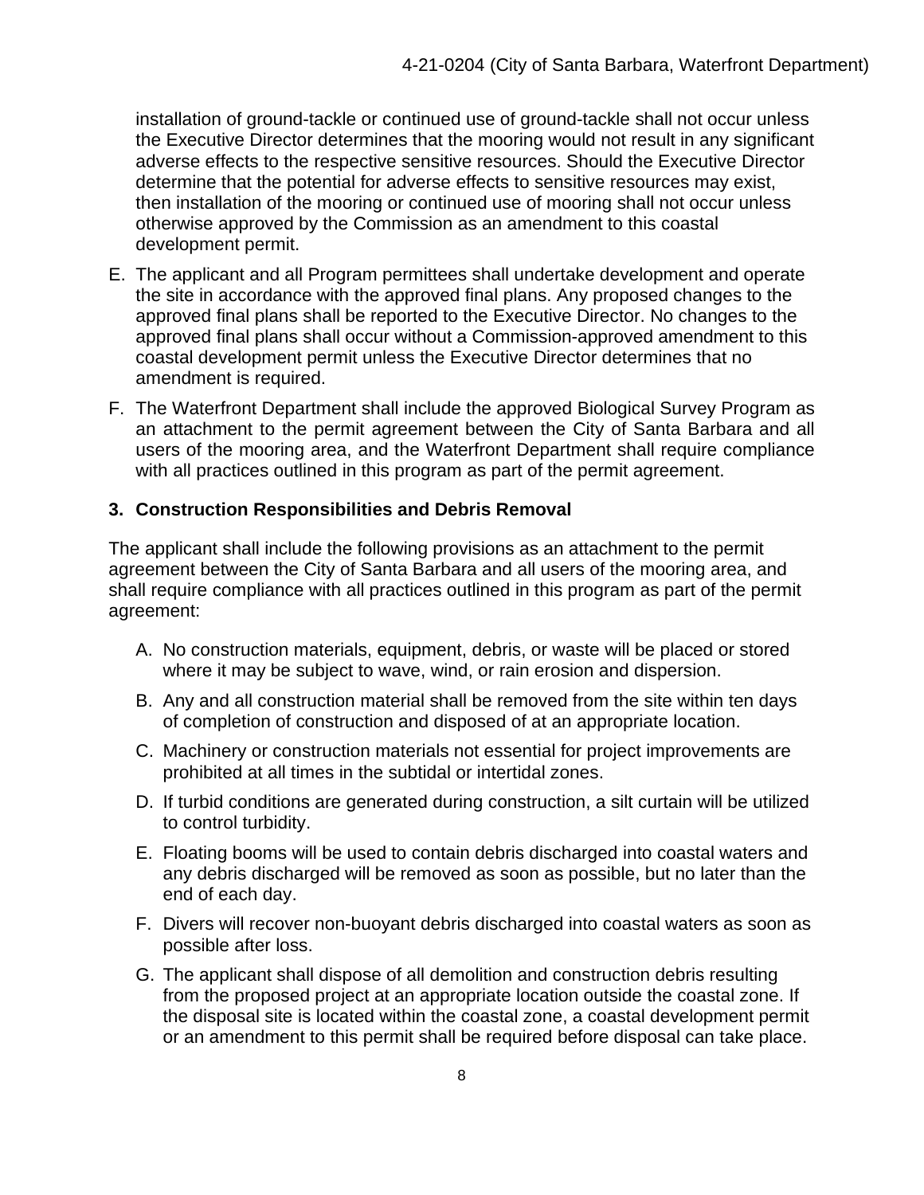installation of ground-tackle or continued use of ground-tackle shall not occur unless the Executive Director determines that the mooring would not result in any significant adverse effects to the respective sensitive resources. Should the Executive Director determine that the potential for adverse effects to sensitive resources may exist, then installation of the mooring or continued use of mooring shall not occur unless otherwise approved by the Commission as an amendment to this coastal development permit.

E. The applicant and all Program permittees shall undertake development and operate the site in accordance with the approved final plans. Any proposed changes to the approved final plans shall be reported to the Executive Director. No changes to the approved final plans shall occur without a Commission-approved amendment to this coastal development permit unless the Executive Director determines that no amendment is required.

F. The Waterfront Department shall include the approved Biological Survey Program as an attachment to the permit agreement between the City of Santa Barbara and all users of the mooring area, and the Waterfront Department shall require compliance with all practices outlined in this program as part of the permit agreement.

**3. Construction Responsibilities and Debris Removal**

The applicant shall include the following provisions as an attachment to the permit agreement between the City of Santa Barbara and all users of the mooring area, and shall require compliance with all practices outlined in this program as part of the permit agreement:

A. No construction materials, equipment, debris, or waste will be placed or stored where it may be subject to wave, wind, or rain erosion and dispersion.

B. Any and all construction material shall be removed from the site within ten days of completion of construction and disposed of at an appropriate location.

C. Machinery or construction materials not essential for project improvements are prohibited at all times in the subtidal or intertidal zones.

D. If turbid conditions are generated during construction, a silt curtain will be utilized to control turbidity.

E. Floating booms will be used to contain debris discharged into coastal waters and any debris discharged will be removed as soon as possible, but no later than the end of each day.

F. Divers will recover non-buoyant debris discharged into coastal waters as soon as possible after loss.

G. The applicant shall dispose of all demolition and construction debris resulting from the proposed project at an appropriate location outside the coastal zone. If the disposal site is located within the coastal zone, a coastal development permit or an amendment to this permit shall be required before disposal can take place.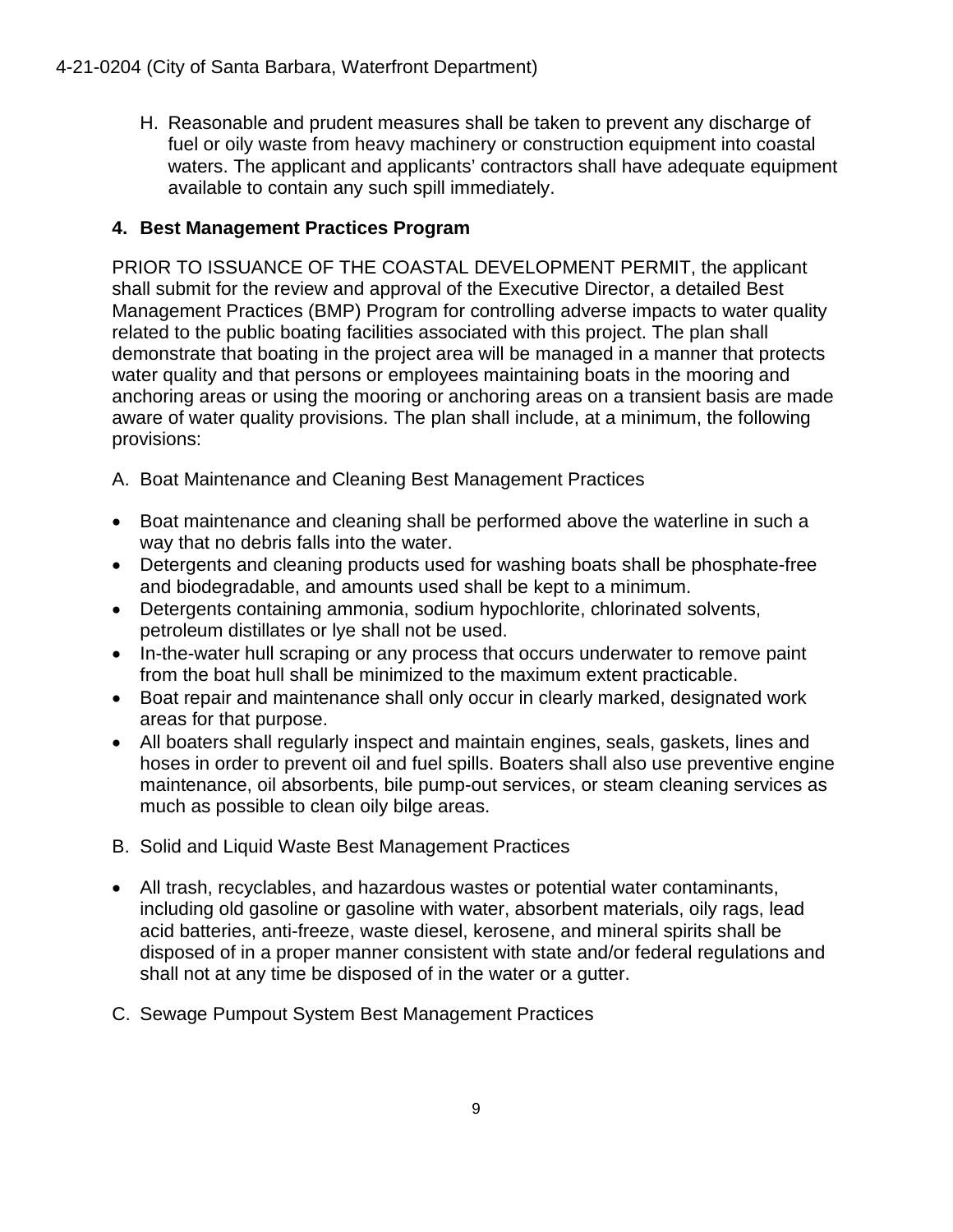H. Reasonable and prudent measures shall be taken to prevent any discharge of fuel or oily waste from heavy machinery or construction equipment into coastal waters. The applicant and applicants' contractors shall have adequate equipment available to contain any such spill immediately.

**4. Best Management Practices Program**

PRIOR TO ISSUANCE OF THE COASTAL DEVELOPMENT PERMIT, the applicant shall submit for the review and approval of the Executive Director, a detailed Best Management Practices (BMP) Program for controlling adverse impacts to water quality related to the public boating facilities associated with this project. The plan shall demonstrate that boating in the project area will be managed in a manner that protects water quality and that persons or employees maintaining boats in the mooring and anchoring areas or using the mooring or anchoring areas on a transient basis are made aware of water quality provisions. The plan shall include, at a minimum, the following provisions:

A. Boat Maintenance and Cleaning Best Management Practices

- Boat maintenance and cleaning shall be performed above the waterline in such a way that no debris falls into the water.
- Detergents and cleaning products used for washing boats shall be phosphate-free and biodegradable, and amounts used shall be kept to a minimum.
- Detergents containing ammonia, sodium hypochlorite, chlorinated solvents, petroleum distillates or lye shall not be used.
- In-the-water hull scraping or any process that occurs underwater to remove paint from the boat hull shall be minimized to the maximum extent practicable.
- Boat repair and maintenance shall only occur in clearly marked, designated work areas for that purpose.
- All boaters shall regularly inspect and maintain engines, seals, gaskets, lines and hoses in order to prevent oil and fuel spills. Boaters shall also use preventive engine maintenance, oil absorbents, bile pump-out services, or steam cleaning services as much as possible to clean oily bilge areas.

B. Solid and Liquid Waste Best Management Practices

- All trash, recyclables, and hazardous wastes or potential water contaminants, including old gasoline or gasoline with water, absorbent materials, oily rags, lead acid batteries, anti-freeze, waste diesel, kerosene, and mineral spirits shall be disposed of in a proper manner consistent with state and/or federal regulations and shall not at any time be disposed of in the water or a gutter.

C. Sewage Pumpout System Best Management Practices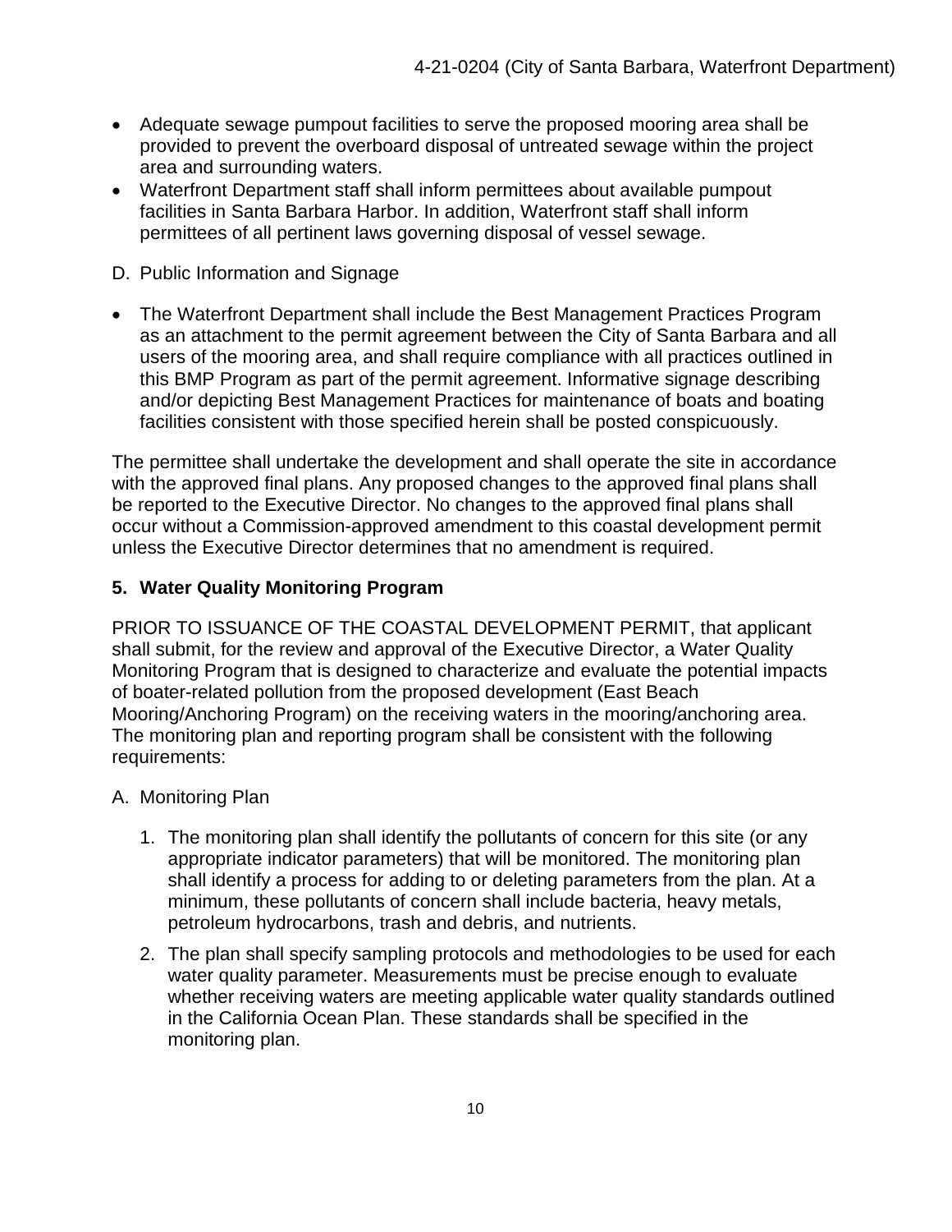- Adequate sewage pumpout facilities to serve the proposed mooring area shall be provided to prevent the overboard disposal of untreated sewage within the project area and surrounding waters.
- Waterfront Department staff shall inform permittees about available pumpout facilities in Santa Barbara Harbor. In addition, Waterfront staff shall inform permittees of all pertinent laws governing disposal of vessel sewage.

D. Public Information and Signage

- The Waterfront Department shall include the Best Management Practices Program as an attachment to the permit agreement between the City of Santa Barbara and all users of the mooring area, and shall require compliance with all practices outlined in this BMP Program as part of the permit agreement. Informative signage describing and/or depicting Best Management Practices for maintenance of boats and boating facilities consistent with those specified herein shall be posted conspicuously.

The permittee shall undertake the development and shall operate the site in accordance with the approved final plans. Any proposed changes to the approved final plans shall be reported to the Executive Director. No changes to the approved final plans shall occur without a Commission-approved amendment to this coastal development permit unless the Executive Director determines that no amendment is required.

### 5. Water Quality Monitoring Program

PRIOR TO ISSUANCE OF THE COASTAL DEVELOPMENT PERMIT, that applicant shall submit, for the review and approval of the Executive Director, a Water Quality Monitoring Program that is designed to characterize and evaluate the potential impacts of boater-related pollution from the proposed development (East Beach Mooring/Anchoring Program) on the receiving waters in the mooring/anchoring area. The monitoring plan and reporting program shall be consistent with the following requirements:

A. Monitoring Plan

1. The monitoring plan shall identify the pollutants of concern for this site (or any appropriate indicator parameters) that will be monitored. The monitoring plan shall identify a process for adding to or deleting parameters from the plan. At a minimum, these pollutants of concern shall include bacteria, heavy metals, petroleum hydrocarbons, trash and debris, and nutrients.
2. The plan shall specify sampling protocols and methodologies to be used for each water quality parameter. Measurements must be precise enough to evaluate whether receiving waters are meeting applicable water quality standards outlined in the California Ocean Plan. These standards shall be specified in the monitoring plan.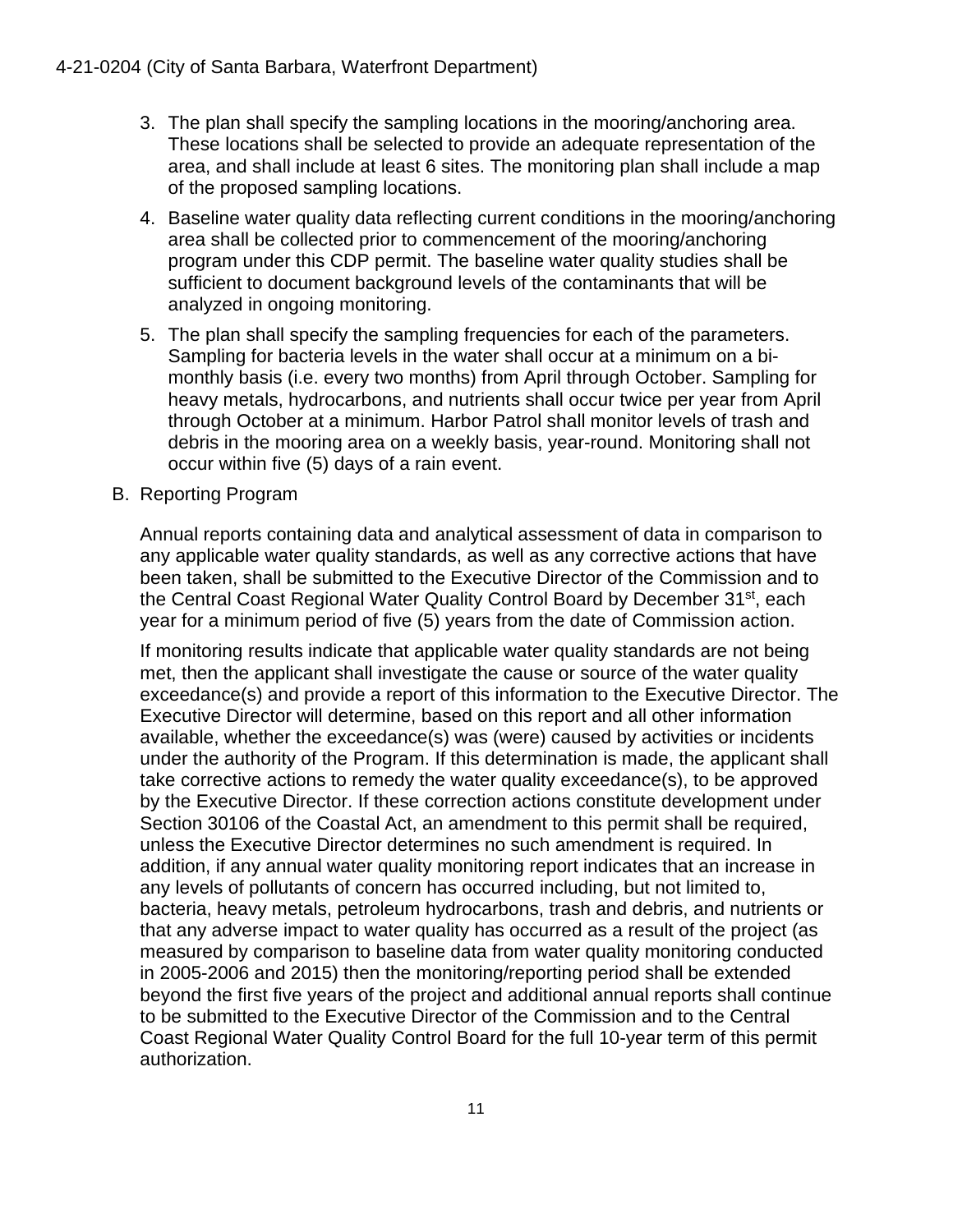3. The plan shall specify the sampling locations in the mooring/anchoring area. These locations shall be selected to provide an adequate representation of the area, and shall include at least 6 sites. The monitoring plan shall include a map of the proposed sampling locations.

4. Baseline water quality data reflecting current conditions in the mooring/anchoring area shall be collected prior to commencement of the mooring/anchoring program under this CDP permit. The baseline water quality studies shall be sufficient to document background levels of the contaminants that will be analyzed in ongoing monitoring.

5. The plan shall specify the sampling frequencies for each of the parameters. Sampling for bacteria levels in the water shall occur at a minimum on a bi-monthly basis (i.e. every two months) from April through October. Sampling for heavy metals, hydrocarbons, and nutrients shall occur twice per year from April through October at a minimum. Harbor Patrol shall monitor levels of trash and debris in the mooring area on a weekly basis, year-round. Monitoring shall not occur within five (5) days of a rain event.

B. Reporting Program

Annual reports containing data and analytical assessment of data in comparison to any applicable water quality standards, as well as any corrective actions that have been taken, shall be submitted to the Executive Director of the Commission and to the Central Coast Regional Water Quality Control Board by December 31st, each year for a minimum period of five (5) years from the date of Commission action.

If monitoring results indicate that applicable water quality standards are not being met, then the applicant shall investigate the cause or source of the water quality exceedance(s) and provide a report of this information to the Executive Director. The Executive Director will determine, based on this report and all other information available, whether the exceedance(s) was (were) caused by activities or incidents under the authority of the Program. If this determination is made, the applicant shall take corrective actions to remedy the water quality exceedance(s), to be approved by the Executive Director. If these correction actions constitute development under Section 30106 of the Coastal Act, an amendment to this permit shall be required, unless the Executive Director determines no such amendment is required. In addition, if any annual water quality monitoring report indicates that an increase in any levels of pollutants of concern has occurred including, but not limited to, bacteria, heavy metals, petroleum hydrocarbons, trash and debris, and nutrients or that any adverse impact to water quality has occurred as a result of the project (as measured by comparison to baseline data from water quality monitoring conducted in 2005-2006 and 2015) then the monitoring/reporting period shall be extended beyond the first five years of the project and additional annual reports shall continue to be submitted to the Executive Director of the Commission and to the Central Coast Regional Water Quality Control Board for the full 10-year term of this permit authorization.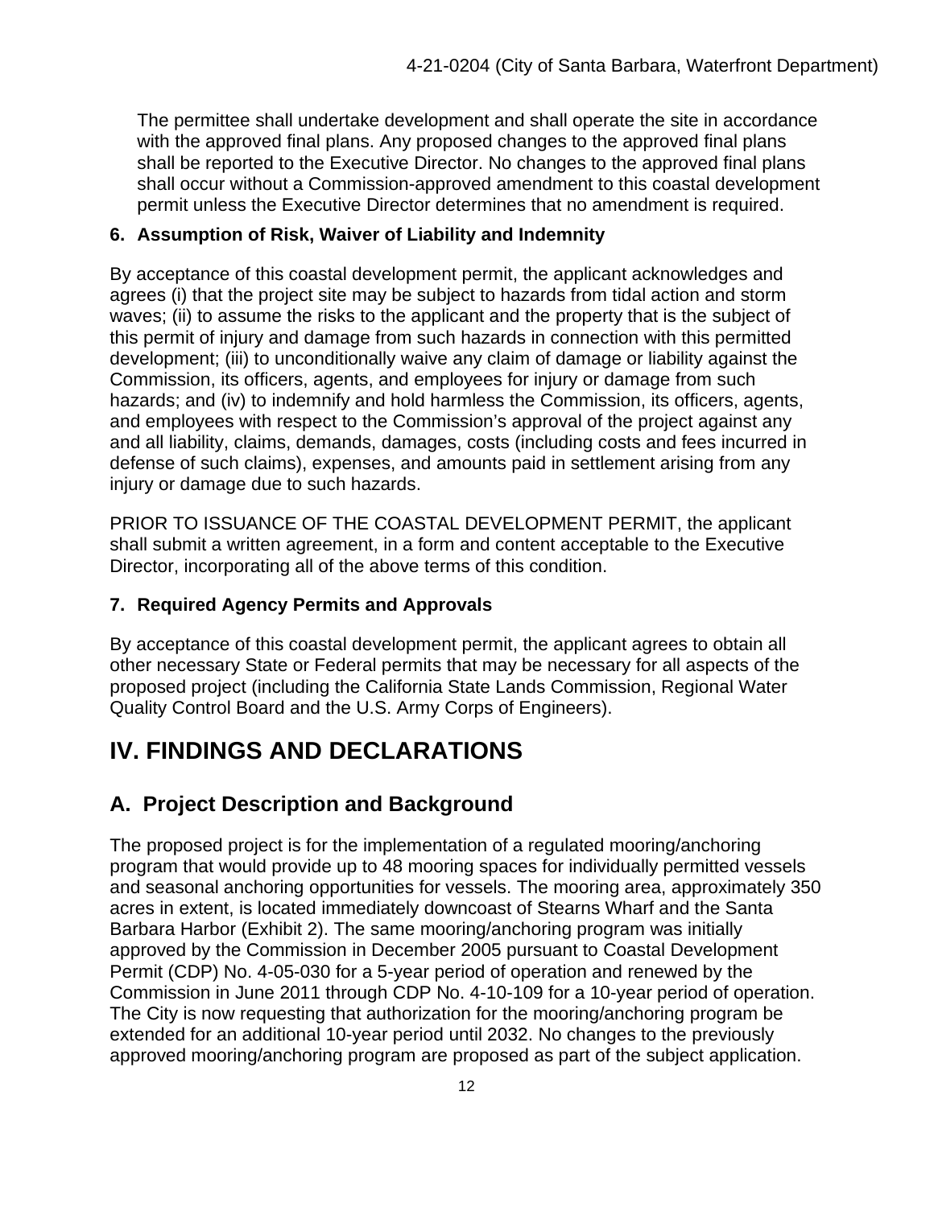The permittee shall undertake development and shall operate the site in accordance with the approved final plans. Any proposed changes to the approved final plans shall be reported to the Executive Director. No changes to the approved final plans shall occur without a Commission-approved amendment to this coastal development permit unless the Executive Director determines that no amendment is required.

**6. Assumption of Risk, Waiver of Liability and Indemnity**

By acceptance of this coastal development permit, the applicant acknowledges and agrees (i) that the project site may be subject to hazards from tidal action and storm waves; (ii) to assume the risks to the applicant and the property that is the subject of this permit of injury and damage from such hazards in connection with this permitted development; (iii) to unconditionally waive any claim of damage or liability against the Commission, its officers, agents, and employees for injury or damage from such hazards; and (iv) to indemnify and hold harmless the Commission, its officers, agents, and employees with respect to the Commission's approval of the project against any and all liability, claims, demands, damages, costs (including costs and fees incurred in defense of such claims), expenses, and amounts paid in settlement arising from any injury or damage due to such hazards.

PRIOR TO ISSUANCE OF THE COASTAL DEVELOPMENT PERMIT, the applicant shall submit a written agreement, in a form and content acceptable to the Executive Director, incorporating all of the above terms of this condition.

**7. Required Agency Permits and Approvals**

By acceptance of this coastal development permit, the applicant agrees to obtain all other necessary State or Federal permits that may be necessary for all aspects of the proposed project (including the California State Lands Commission, Regional Water Quality Control Board and the U.S. Army Corps of Engineers).

# IV. FINDINGS AND DECLARATIONS

## A. Project Description and Background

The proposed project is for the implementation of a regulated mooring/anchoring program that would provide up to 48 mooring spaces for individually permitted vessels and seasonal anchoring opportunities for vessels. The mooring area, approximately 350 acres in extent, is located immediately downcoast of Stearns Wharf and the Santa Barbara Harbor (Exhibit 2). The same mooring/anchoring program was initially approved by the Commission in December 2005 pursuant to Coastal Development Permit (CDP) No. 4-05-030 for a 5-year period of operation and renewed by the Commission in June 2011 through CDP No. 4-10-109 for a 10-year period of operation. The City is now requesting that authorization for the mooring/anchoring program be extended for an additional 10-year period until 2032. No changes to the previously approved mooring/anchoring program are proposed as part of the subject application.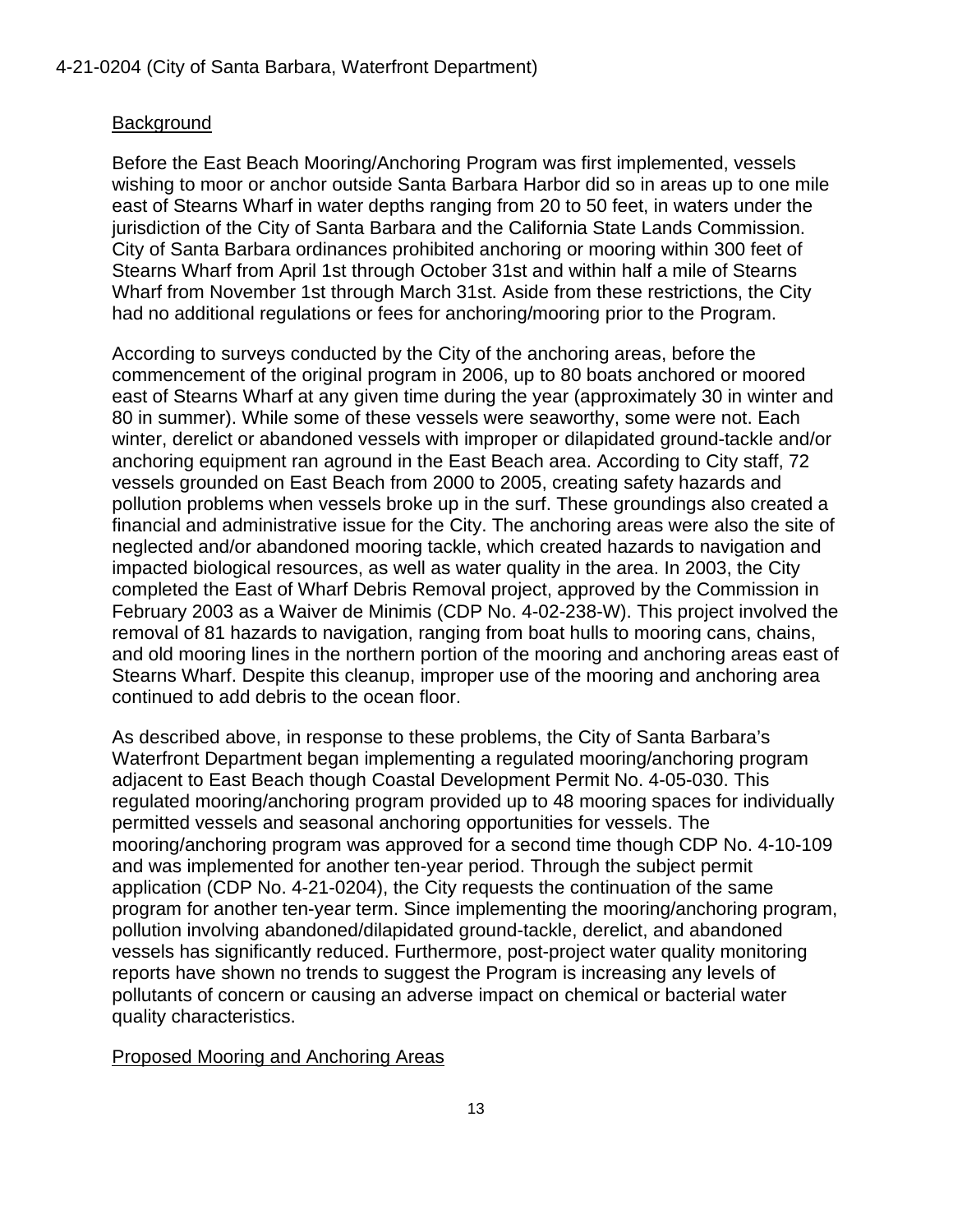### Background

Before the East Beach Mooring/Anchoring Program was first implemented, vessels wishing to moor or anchor outside Santa Barbara Harbor did so in areas up to one mile east of Stearns Wharf in water depths ranging from 20 to 50 feet, in waters under the jurisdiction of the City of Santa Barbara and the California State Lands Commission. City of Santa Barbara ordinances prohibited anchoring or mooring within 300 feet of Stearns Wharf from April 1st through October 31st and within half a mile of Stearns Wharf from November 1st through March 31st. Aside from these restrictions, the City had no additional regulations or fees for anchoring/mooring prior to the Program.

According to surveys conducted by the City of the anchoring areas, before the commencement of the original program in 2006, up to 80 boats anchored or moored east of Stearns Wharf at any given time during the year (approximately 30 in winter and 80 in summer). While some of these vessels were seaworthy, some were not. Each winter, derelict or abandoned vessels with improper or dilapidated ground-tackle and/or anchoring equipment ran aground in the East Beach area. According to City staff, 72 vessels grounded on East Beach from 2000 to 2005, creating safety hazards and pollution problems when vessels broke up in the surf. These groundings also created a financial and administrative issue for the City. The anchoring areas were also the site of neglected and/or abandoned mooring tackle, which created hazards to navigation and impacted biological resources, as well as water quality in the area. In 2003, the City completed the East of Wharf Debris Removal project, approved by the Commission in February 2003 as a Waiver de Minimis (CDP No. 4-02-238-W). This project involved the removal of 81 hazards to navigation, ranging from boat hulls to mooring cans, chains, and old mooring lines in the northern portion of the mooring and anchoring areas east of Stearns Wharf. Despite this cleanup, improper use of the mooring and anchoring area continued to add debris to the ocean floor.

As described above, in response to these problems, the City of Santa Barbara's Waterfront Department began implementing a regulated mooring/anchoring program adjacent to East Beach though Coastal Development Permit No. 4-05-030. This regulated mooring/anchoring program provided up to 48 mooring spaces for individually permitted vessels and seasonal anchoring opportunities for vessels. The mooring/anchoring program was approved for a second time though CDP No. 4-10-109 and was implemented for another ten-year period. Through the subject permit application (CDP No. 4-21-0204), the City requests the continuation of the same program for another ten-year term. Since implementing the mooring/anchoring program, pollution involving abandoned/dilapidated ground-tackle, derelict, and abandoned vessels has significantly reduced. Furthermore, post-project water quality monitoring reports have shown no trends to suggest the Program is increasing any levels of pollutants of concern or causing an adverse impact on chemical or bacterial water quality characteristics.

### Proposed Mooring and Anchoring Areas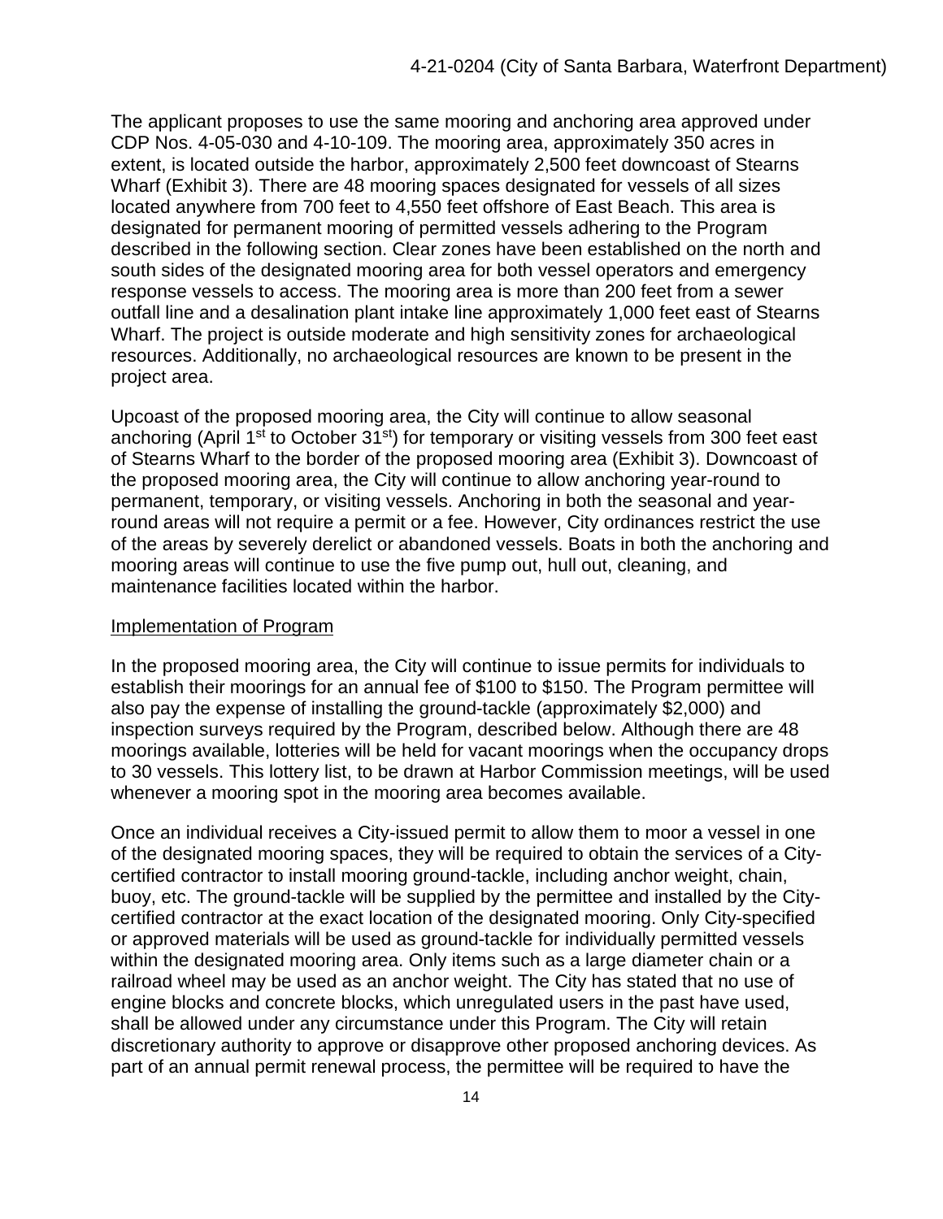The applicant proposes to use the same mooring and anchoring area approved under CDP Nos. 4-05-030 and 4-10-109. The mooring area, approximately 350 acres in extent, is located outside the harbor, approximately 2,500 feet downcoast of Stearns Wharf (Exhibit 3). There are 48 mooring spaces designated for vessels of all sizes located anywhere from 700 feet to 4,550 feet offshore of East Beach. This area is designated for permanent mooring of permitted vessels adhering to the Program described in the following section. Clear zones have been established on the north and south sides of the designated mooring area for both vessel operators and emergency response vessels to access. The mooring area is more than 200 feet from a sewer outfall line and a desalination plant intake line approximately 1,000 feet east of Stearns Wharf. The project is outside moderate and high sensitivity zones for archaeological resources. Additionally, no archaeological resources are known to be present in the project area.

Upcoast of the proposed mooring area, the City will continue to allow seasonal anchoring (April 1st to October 31st) for temporary or visiting vessels from 300 feet east of Stearns Wharf to the border of the proposed mooring area (Exhibit 3). Downcoast of the proposed mooring area, the City will continue to allow anchoring year-round to permanent, temporary, or visiting vessels. Anchoring in both the seasonal and year-round areas will not require a permit or a fee. However, City ordinances restrict the use of the areas by severely derelict or abandoned vessels. Boats in both the anchoring and mooring areas will continue to use the five pump out, hull out, cleaning, and maintenance facilities located within the harbor.

Implementation of Program

In the proposed mooring area, the City will continue to issue permits for individuals to establish their moorings for an annual fee of $100 to $150. The Program permittee will also pay the expense of installing the ground-tackle (approximately $2,000) and inspection surveys required by the Program, described below. Although there are 48 moorings available, lotteries will be held for vacant moorings when the occupancy drops to 30 vessels. This lottery list, to be drawn at Harbor Commission meetings, will be used whenever a mooring spot in the mooring area becomes available.

Once an individual receives a City-issued permit to allow them to moor a vessel in one of the designated mooring spaces, they will be required to obtain the services of a City-certified contractor to install mooring ground-tackle, including anchor weight, chain, buoy, etc. The ground-tackle will be supplied by the permittee and installed by the City-certified contractor at the exact location of the designated mooring. Only City-specified or approved materials will be used as ground-tackle for individually permitted vessels within the designated mooring area. Only items such as a large diameter chain or a railroad wheel may be used as an anchor weight. The City has stated that no use of engine blocks and concrete blocks, which unregulated users in the past have used, shall be allowed under any circumstance under this Program. The City will retain discretionary authority to approve or disapprove other proposed anchoring devices. As part of an annual permit renewal process, the permittee will be required to have the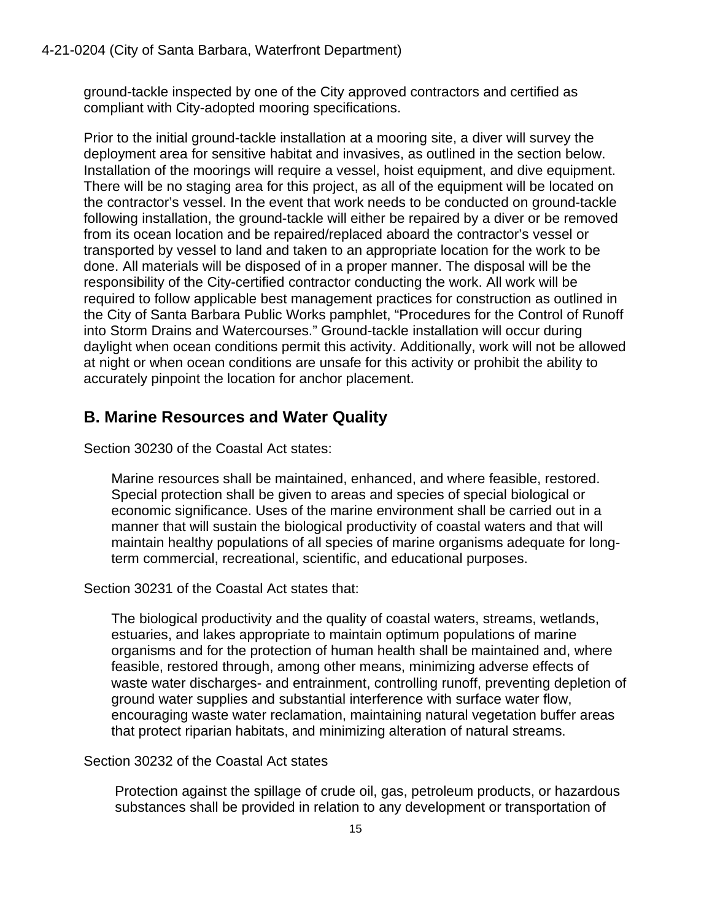ground-tackle inspected by one of the City approved contractors and certified as compliant with City-adopted mooring specifications.

Prior to the initial ground-tackle installation at a mooring site, a diver will survey the deployment area for sensitive habitat and invasives, as outlined in the section below. Installation of the moorings will require a vessel, hoist equipment, and dive equipment. There will be no staging area for this project, as all of the equipment will be located on the contractor's vessel. In the event that work needs to be conducted on ground-tackle following installation, the ground-tackle will either be repaired by a diver or be removed from its ocean location and be repaired/replaced aboard the contractor's vessel or transported by vessel to land and taken to an appropriate location for the work to be done. All materials will be disposed of in a proper manner. The disposal will be the responsibility of the City-certified contractor conducting the work. All work will be required to follow applicable best management practices for construction as outlined in the City of Santa Barbara Public Works pamphlet, "Procedures for the Control of Runoff into Storm Drains and Watercourses." Ground-tackle installation will occur during daylight when ocean conditions permit this activity. Additionally, work will not be allowed at night or when ocean conditions are unsafe for this activity or prohibit the ability to accurately pinpoint the location for anchor placement.

## B. Marine Resources and Water Quality

Section 30230 of the Coastal Act states:

> Marine resources shall be maintained, enhanced, and where feasible, restored. Special protection shall be given to areas and species of special biological or economic significance. Uses of the marine environment shall be carried out in a manner that will sustain the biological productivity of coastal waters and that will maintain healthy populations of all species of marine organisms adequate for long-term commercial, recreational, scientific, and educational purposes.

Section 30231 of the Coastal Act states that:

> The biological productivity and the quality of coastal waters, streams, wetlands, estuaries, and lakes appropriate to maintain optimum populations of marine organisms and for the protection of human health shall be maintained and, where feasible, restored through, among other means, minimizing adverse effects of waste water discharges- and entrainment, controlling runoff, preventing depletion of ground water supplies and substantial interference with surface water flow, encouraging waste water reclamation, maintaining natural vegetation buffer areas that protect riparian habitats, and minimizing alteration of natural streams.

Section 30232 of the Coastal Act states

> Protection against the spillage of crude oil, gas, petroleum products, or hazardous substances shall be provided in relation to any development or transportation of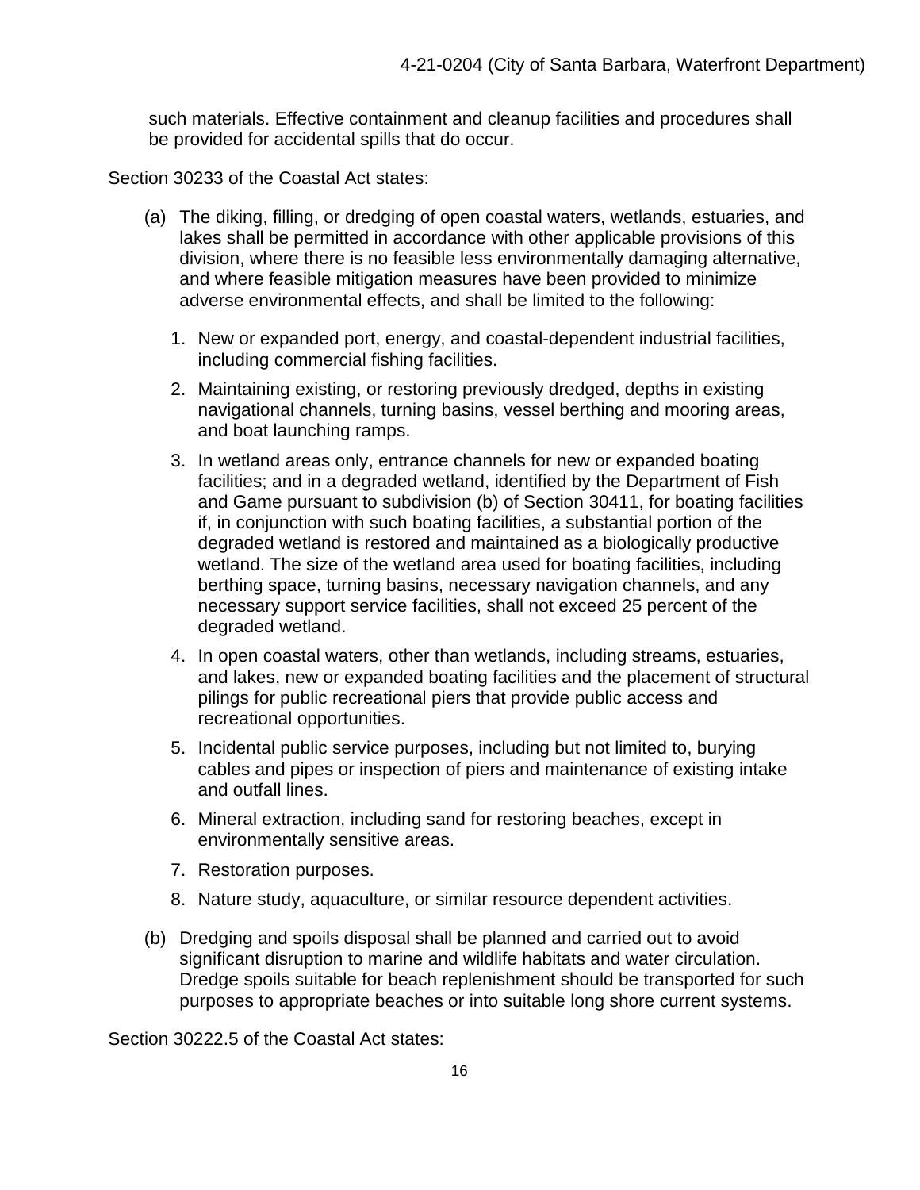such materials. Effective containment and cleanup facilities and procedures shall be provided for accidental spills that do occur.

Section 30233 of the Coastal Act states:

(a) The diking, filling, or dredging of open coastal waters, wetlands, estuaries, and lakes shall be permitted in accordance with other applicable provisions of this division, where there is no feasible less environmentally damaging alternative, and where feasible mitigation measures have been provided to minimize adverse environmental effects, and shall be limited to the following:

1. New or expanded port, energy, and coastal-dependent industrial facilities, including commercial fishing facilities.
2. Maintaining existing, or restoring previously dredged, depths in existing navigational channels, turning basins, vessel berthing and mooring areas, and boat launching ramps.
3. In wetland areas only, entrance channels for new or expanded boating facilities; and in a degraded wetland, identified by the Department of Fish and Game pursuant to subdivision (b) of Section 30411, for boating facilities if, in conjunction with such boating facilities, a substantial portion of the degraded wetland is restored and maintained as a biologically productive wetland. The size of the wetland area used for boating facilities, including berthing space, turning basins, necessary navigation channels, and any necessary support service facilities, shall not exceed 25 percent of the degraded wetland.
4. In open coastal waters, other than wetlands, including streams, estuaries, and lakes, new or expanded boating facilities and the placement of structural pilings for public recreational piers that provide public access and recreational opportunities.
5. Incidental public service purposes, including but not limited to, burying cables and pipes or inspection of piers and maintenance of existing intake and outfall lines.
6. Mineral extraction, including sand for restoring beaches, except in environmentally sensitive areas.
7. Restoration purposes.
8. Nature study, aquaculture, or similar resource dependent activities.

(b) Dredging and spoils disposal shall be planned and carried out to avoid significant disruption to marine and wildlife habitats and water circulation. Dredge spoils suitable for beach replenishment should be transported for such purposes to appropriate beaches or into suitable long shore current systems.

Section 30222.5 of the Coastal Act states: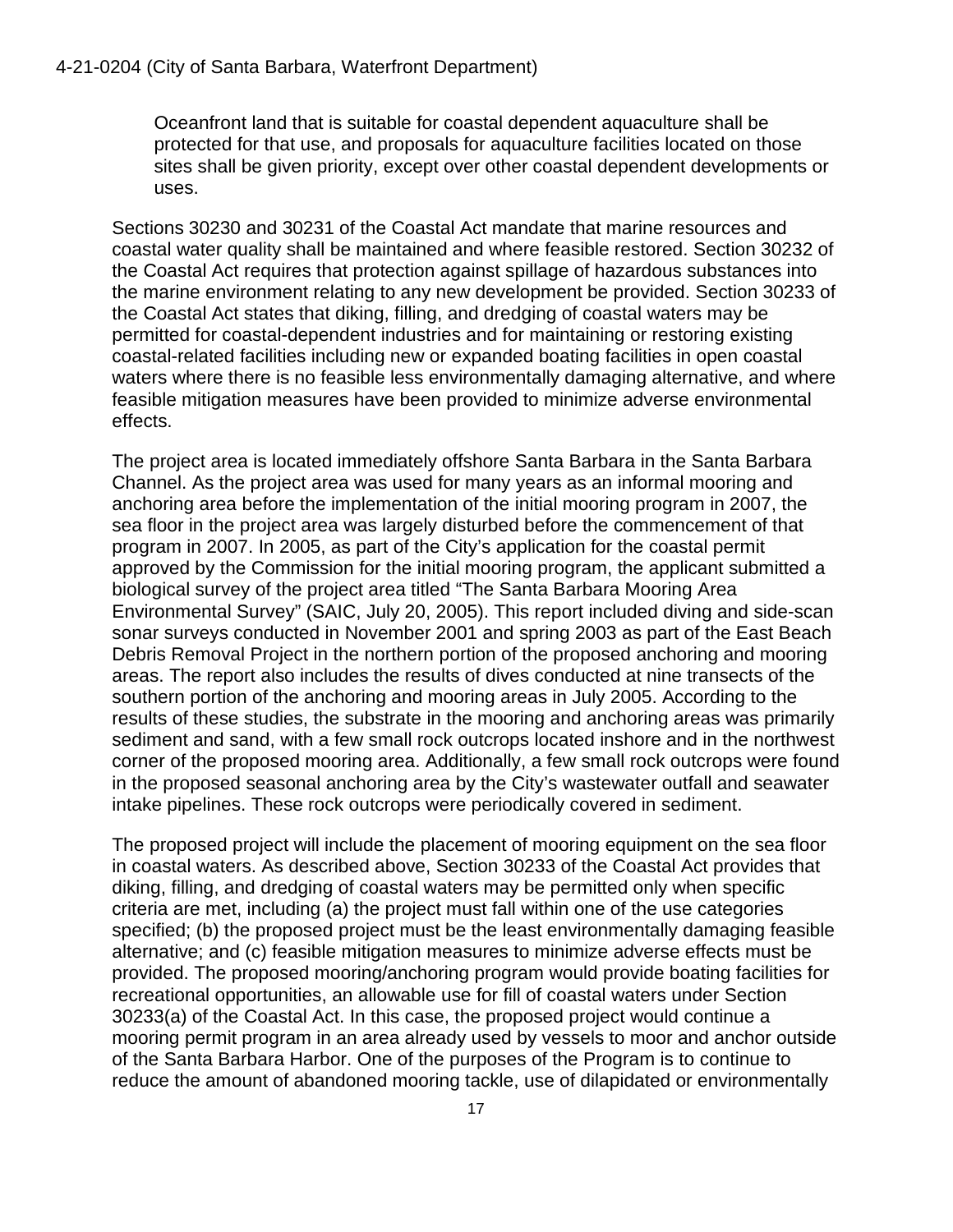> Oceanfront land that is suitable for coastal dependent aquaculture shall be protected for that use, and proposals for aquaculture facilities located on those sites shall be given priority, except over other coastal dependent developments or uses.

Sections 30230 and 30231 of the Coastal Act mandate that marine resources and coastal water quality shall be maintained and where feasible restored. Section 30232 of the Coastal Act requires that protection against spillage of hazardous substances into the marine environment relating to any new development be provided. Section 30233 of the Coastal Act states that diking, filling, and dredging of coastal waters may be permitted for coastal-dependent industries and for maintaining or restoring existing coastal-related facilities including new or expanded boating facilities in open coastal waters where there is no feasible less environmentally damaging alternative, and where feasible mitigation measures have been provided to minimize adverse environmental effects.

The project area is located immediately offshore Santa Barbara in the Santa Barbara Channel. As the project area was used for many years as an informal mooring and anchoring area before the implementation of the initial mooring program in 2007, the sea floor in the project area was largely disturbed before the commencement of that program in 2007. In 2005, as part of the City's application for the coastal permit approved by the Commission for the initial mooring program, the applicant submitted a biological survey of the project area titled "The Santa Barbara Mooring Area Environmental Survey" (SAIC, July 20, 2005). This report included diving and side-scan sonar surveys conducted in November 2001 and spring 2003 as part of the East Beach Debris Removal Project in the northern portion of the proposed anchoring and mooring areas. The report also includes the results of dives conducted at nine transects of the southern portion of the anchoring and mooring areas in July 2005. According to the results of these studies, the substrate in the mooring and anchoring areas was primarily sediment and sand, with a few small rock outcrops located inshore and in the northwest corner of the proposed mooring area. Additionally, a few small rock outcrops were found in the proposed seasonal anchoring area by the City's wastewater outfall and seawater intake pipelines. These rock outcrops were periodically covered in sediment.

The proposed project will include the placement of mooring equipment on the sea floor in coastal waters. As described above, Section 30233 of the Coastal Act provides that diking, filling, and dredging of coastal waters may be permitted only when specific criteria are met, including (a) the project must fall within one of the use categories specified; (b) the proposed project must be the least environmentally damaging feasible alternative; and (c) feasible mitigation measures to minimize adverse effects must be provided. The proposed mooring/anchoring program would provide boating facilities for recreational opportunities, an allowable use for fill of coastal waters under Section 30233(a) of the Coastal Act. In this case, the proposed project would continue a mooring permit program in an area already used by vessels to moor and anchor outside of the Santa Barbara Harbor. One of the purposes of the Program is to continue to reduce the amount of abandoned mooring tackle, use of dilapidated or environmentally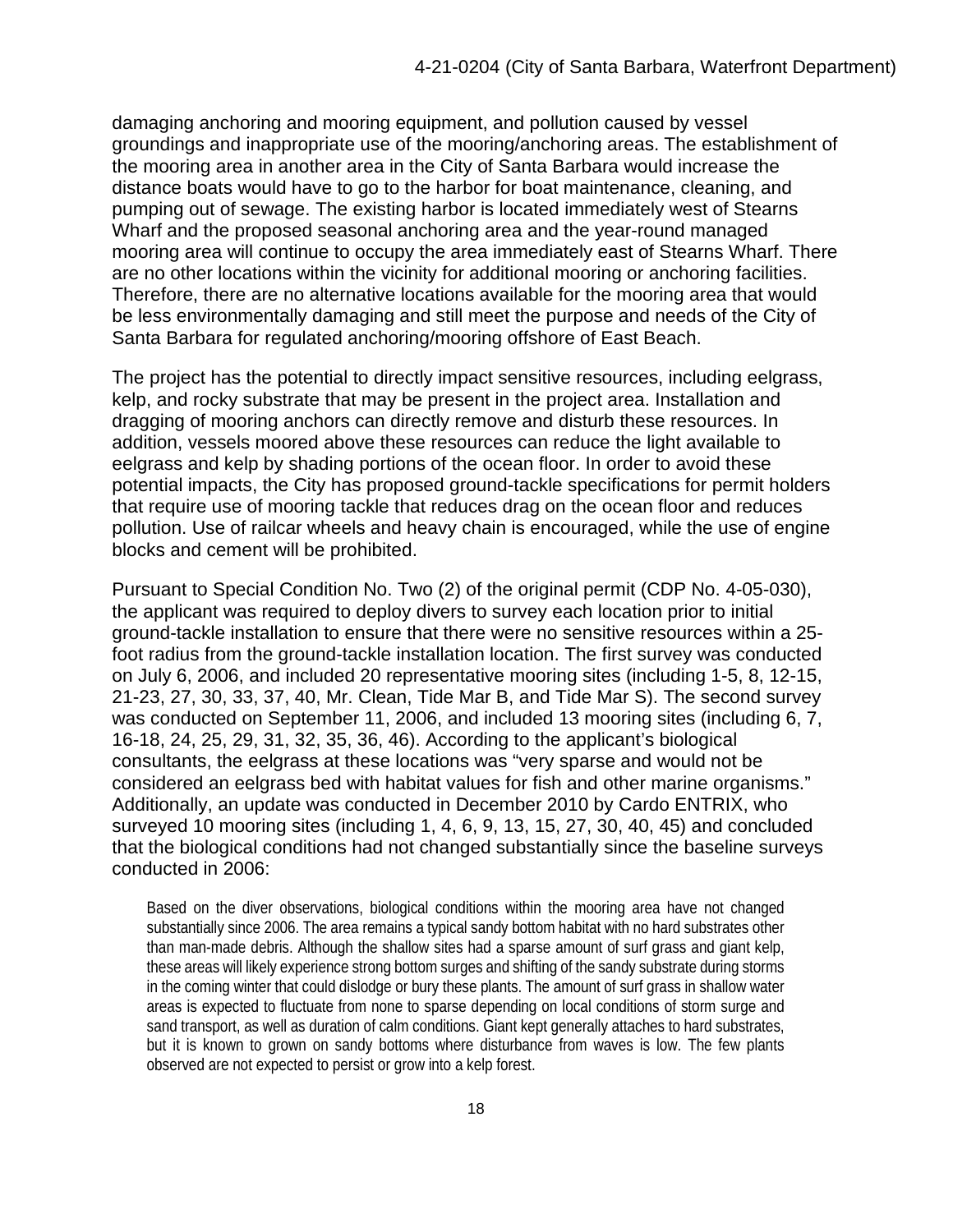damaging anchoring and mooring equipment, and pollution caused by vessel groundings and inappropriate use of the mooring/anchoring areas. The establishment of the mooring area in another area in the City of Santa Barbara would increase the distance boats would have to go to the harbor for boat maintenance, cleaning, and pumping out of sewage. The existing harbor is located immediately west of Stearns Wharf and the proposed seasonal anchoring area and the year-round managed mooring area will continue to occupy the area immediately east of Stearns Wharf. There are no other locations within the vicinity for additional mooring or anchoring facilities. Therefore, there are no alternative locations available for the mooring area that would be less environmentally damaging and still meet the purpose and needs of the City of Santa Barbara for regulated anchoring/mooring offshore of East Beach.

The project has the potential to directly impact sensitive resources, including eelgrass, kelp, and rocky substrate that may be present in the project area. Installation and dragging of mooring anchors can directly remove and disturb these resources. In addition, vessels moored above these resources can reduce the light available to eelgrass and kelp by shading portions of the ocean floor. In order to avoid these potential impacts, the City has proposed ground-tackle specifications for permit holders that require use of mooring tackle that reduces drag on the ocean floor and reduces pollution. Use of railcar wheels and heavy chain is encouraged, while the use of engine blocks and cement will be prohibited.

Pursuant to Special Condition No. Two (2) of the original permit (CDP No. 4-05-030), the applicant was required to deploy divers to survey each location prior to initial ground-tackle installation to ensure that there were no sensitive resources within a 25-foot radius from the ground-tackle installation location. The first survey was conducted on July 6, 2006, and included 20 representative mooring sites (including 1-5, 8, 12-15, 21-23, 27, 30, 33, 37, 40, Mr. Clean, Tide Mar B, and Tide Mar S). The second survey was conducted on September 11, 2006, and included 13 mooring sites (including 6, 7, 16-18, 24, 25, 29, 31, 32, 35, 36, 46). According to the applicant's biological consultants, the eelgrass at these locations was "very sparse and would not be considered an eelgrass bed with habitat values for fish and other marine organisms." Additionally, an update was conducted in December 2010 by Cardo ENTRIX, who surveyed 10 mooring sites (including 1, 4, 6, 9, 13, 15, 27, 30, 40, 45) and concluded that the biological conditions had not changed substantially since the baseline surveys conducted in 2006:

> Based on the diver observations, biological conditions within the mooring area have not changed substantially since 2006. The area remains a typical sandy bottom habitat with no hard substrates other than man-made debris. Although the shallow sites had a sparse amount of surf grass and giant kelp, these areas will likely experience strong bottom surges and shifting of the sandy substrate during storms in the coming winter that could dislodge or bury these plants. The amount of surf grass in shallow water areas is expected to fluctuate from none to sparse depending on local conditions of storm surge and sand transport, as well as duration of calm conditions. Giant kept generally attaches to hard substrates, but it is known to grown on sandy bottoms where disturbance from waves is low. The few plants observed are not expected to persist or grow into a kelp forest.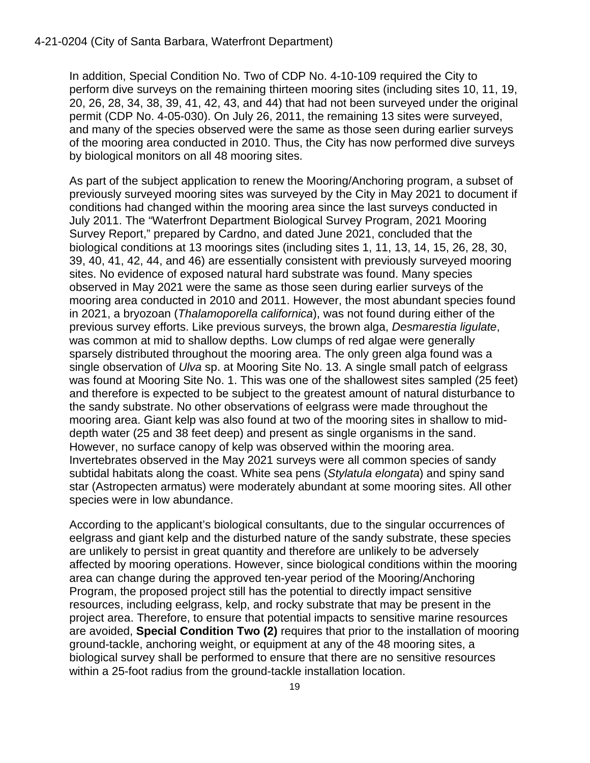In addition, Special Condition No. Two of CDP No. 4-10-109 required the City to perform dive surveys on the remaining thirteen mooring sites (including sites 10, 11, 19, 20, 26, 28, 34, 38, 39, 41, 42, 43, and 44) that had not been surveyed under the original permit (CDP No. 4-05-030). On July 26, 2011, the remaining 13 sites were surveyed, and many of the species observed were the same as those seen during earlier surveys of the mooring area conducted in 2010. Thus, the City has now performed dive surveys by biological monitors on all 48 mooring sites.

As part of the subject application to renew the Mooring/Anchoring program, a subset of previously surveyed mooring sites was surveyed by the City in May 2021 to document if conditions had changed within the mooring area since the last surveys conducted in July 2011. The "Waterfront Department Biological Survey Program, 2021 Mooring Survey Report," prepared by Cardno, and dated June 2021, concluded that the biological conditions at 13 moorings sites (including sites 1, 11, 13, 14, 15, 26, 28, 30, 39, 40, 41, 42, 44, and 46) are essentially consistent with previously surveyed mooring sites. No evidence of exposed natural hard substrate was found. Many species observed in May 2021 were the same as those seen during earlier surveys of the mooring area conducted in 2010 and 2011. However, the most abundant species found in 2021, a bryozoan (*Thalamoporella californica*), was not found during either of the previous survey efforts. Like previous surveys, the brown alga, *Desmarestia ligulate*, was common at mid to shallow depths. Low clumps of red algae were generally sparsely distributed throughout the mooring area. The only green alga found was a single observation of *Ulva* sp. at Mooring Site No. 13. A single small patch of eelgrass was found at Mooring Site No. 1. This was one of the shallowest sites sampled (25 feet) and therefore is expected to be subject to the greatest amount of natural disturbance to the sandy substrate. No other observations of eelgrass were made throughout the mooring area. Giant kelp was also found at two of the mooring sites in shallow to mid-depth water (25 and 38 feet deep) and present as single organisms in the sand. However, no surface canopy of kelp was observed within the mooring area. Invertebrates observed in the May 2021 surveys were all common species of sandy subtidal habitats along the coast. White sea pens (*Stylatula elongata*) and spiny sand star (Astropecten armatus) were moderately abundant at some mooring sites. All other species were in low abundance.

According to the applicant's biological consultants, due to the singular occurrences of eelgrass and giant kelp and the disturbed nature of the sandy substrate, these species are unlikely to persist in great quantity and therefore are unlikely to be adversely affected by mooring operations. However, since biological conditions within the mooring area can change during the approved ten-year period of the Mooring/Anchoring Program, the proposed project still has the potential to directly impact sensitive resources, including eelgrass, kelp, and rocky substrate that may be present in the project area. Therefore, to ensure that potential impacts to sensitive marine resources are avoided, **Special Condition Two (2)** requires that prior to the installation of mooring ground-tackle, anchoring weight, or equipment at any of the 48 mooring sites, a biological survey shall be performed to ensure that there are no sensitive resources within a 25-foot radius from the ground-tackle installation location.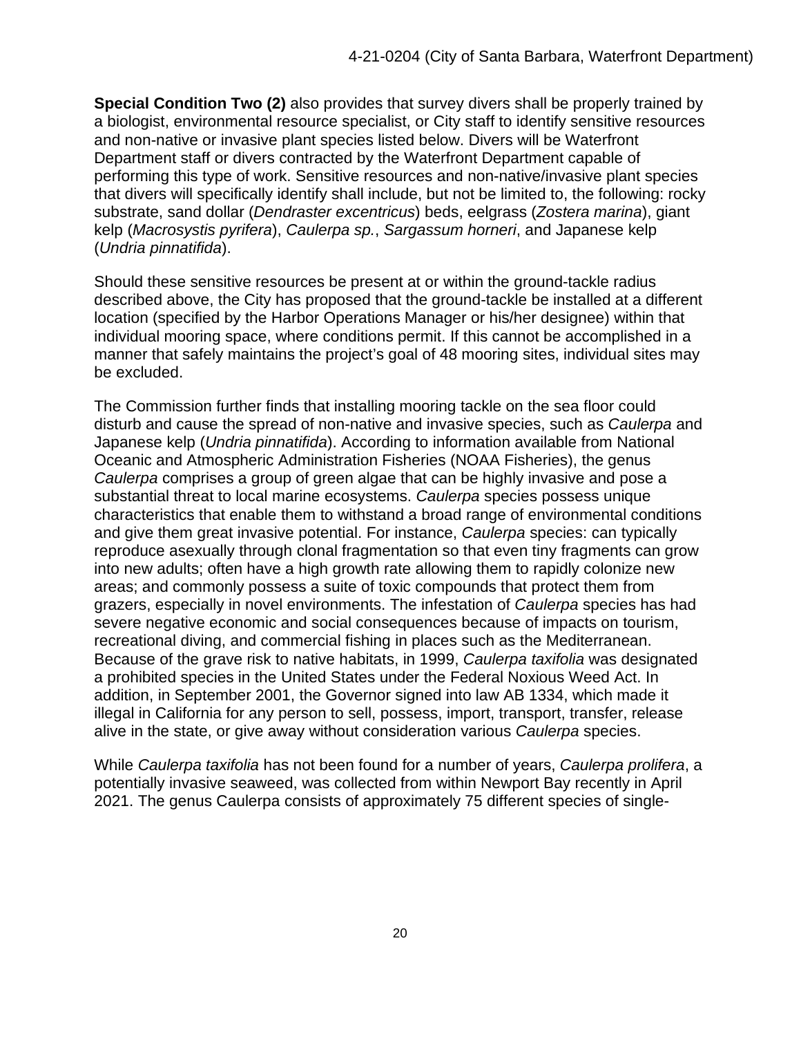**Special Condition Two (2)** also provides that survey divers shall be properly trained by a biologist, environmental resource specialist, or City staff to identify sensitive resources and non-native or invasive plant species listed below. Divers will be Waterfront Department staff or divers contracted by the Waterfront Department capable of performing this type of work. Sensitive resources and non-native/invasive plant species that divers will specifically identify shall include, but not be limited to, the following: rocky substrate, sand dollar (*Dendraster excentricus*) beds, eelgrass (*Zostera marina*), giant kelp (*Macrosystis pyrifera*), *Caulerpa sp.*, *Sargassum horneri*, and Japanese kelp (*Undria pinnatifida*).

Should these sensitive resources be present at or within the ground-tackle radius described above, the City has proposed that the ground-tackle be installed at a different location (specified by the Harbor Operations Manager or his/her designee) within that individual mooring space, where conditions permit. If this cannot be accomplished in a manner that safely maintains the project's goal of 48 mooring sites, individual sites may be excluded.

The Commission further finds that installing mooring tackle on the sea floor could disturb and cause the spread of non-native and invasive species, such as *Caulerpa* and Japanese kelp (*Undria pinnatifida*). According to information available from National Oceanic and Atmospheric Administration Fisheries (NOAA Fisheries), the genus *Caulerpa* comprises a group of green algae that can be highly invasive and pose a substantial threat to local marine ecosystems. *Caulerpa* species possess unique characteristics that enable them to withstand a broad range of environmental conditions and give them great invasive potential. For instance, *Caulerpa* species: can typically reproduce asexually through clonal fragmentation so that even tiny fragments can grow into new adults; often have a high growth rate allowing them to rapidly colonize new areas; and commonly possess a suite of toxic compounds that protect them from grazers, especially in novel environments. The infestation of *Caulerpa* species has had severe negative economic and social consequences because of impacts on tourism, recreational diving, and commercial fishing in places such as the Mediterranean. Because of the grave risk to native habitats, in 1999, *Caulerpa taxifolia* was designated a prohibited species in the United States under the Federal Noxious Weed Act. In addition, in September 2001, the Governor signed into law AB 1334, which made it illegal in California for any person to sell, possess, import, transport, transfer, release alive in the state, or give away without consideration various *Caulerpa* species.

While *Caulerpa taxifolia* has not been found for a number of years, *Caulerpa prolifera*, a potentially invasive seaweed, was collected from within Newport Bay recently in April 2021. The genus Caulerpa consists of approximately 75 different species of single-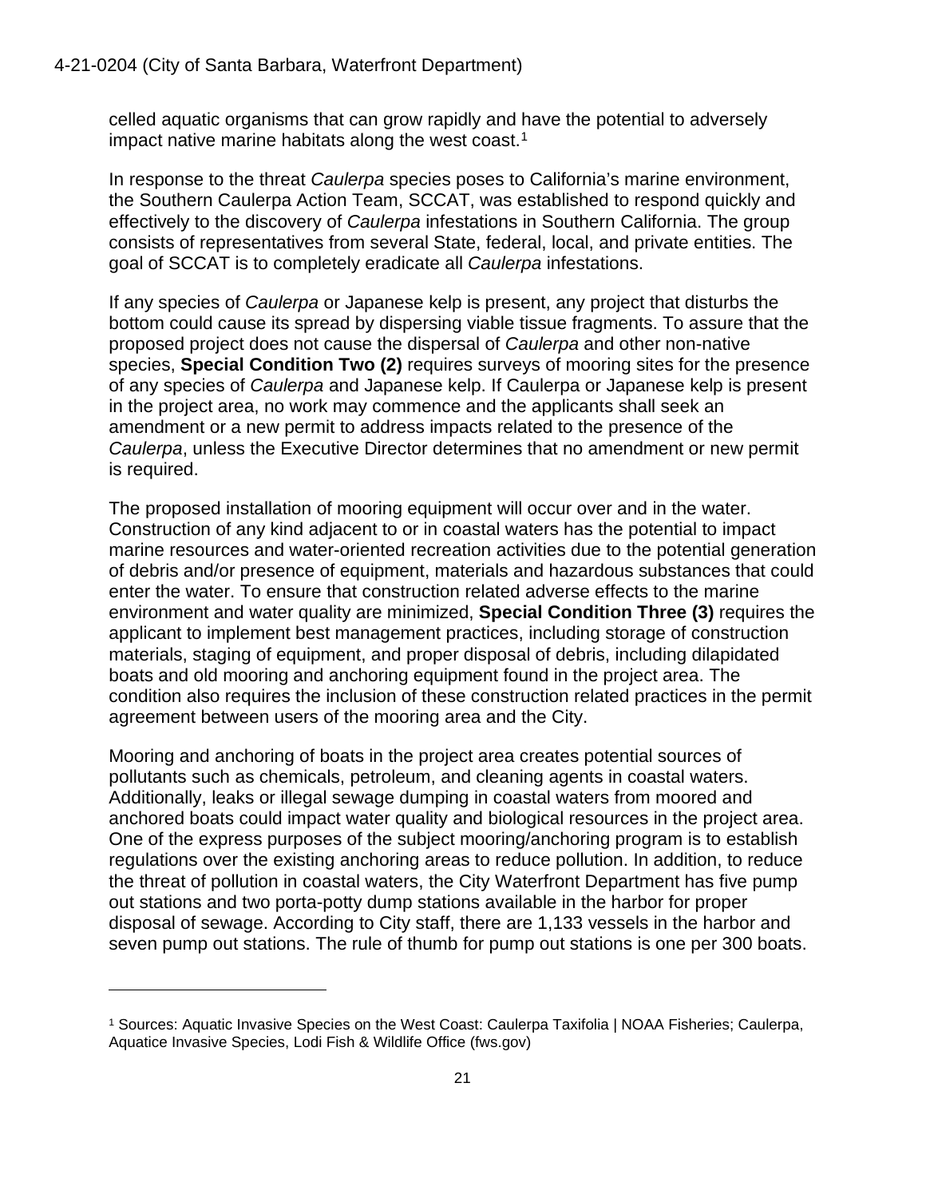celled aquatic organisms that can grow rapidly and have the potential to adversely impact native marine habitats along the west coast.[1]

In response to the threat *Caulerpa* species poses to California's marine environment, the Southern Caulerpa Action Team, SCCAT, was established to respond quickly and effectively to the discovery of *Caulerpa* infestations in Southern California. The group consists of representatives from several State, federal, local, and private entities. The goal of SCCAT is to completely eradicate all *Caulerpa* infestations.

If any species of *Caulerpa* or Japanese kelp is present, any project that disturbs the bottom could cause its spread by dispersing viable tissue fragments. To assure that the proposed project does not cause the dispersal of *Caulerpa* and other non-native species, **Special Condition Two (2)** requires surveys of mooring sites for the presence of any species of *Caulerpa* and Japanese kelp. If Caulerpa or Japanese kelp is present in the project area, no work may commence and the applicants shall seek an amendment or a new permit to address impacts related to the presence of the *Caulerpa*, unless the Executive Director determines that no amendment or new permit is required.

The proposed installation of mooring equipment will occur over and in the water. Construction of any kind adjacent to or in coastal waters has the potential to impact marine resources and water-oriented recreation activities due to the potential generation of debris and/or presence of equipment, materials and hazardous substances that could enter the water. To ensure that construction related adverse effects to the marine environment and water quality are minimized, **Special Condition Three (3)** requires the applicant to implement best management practices, including storage of construction materials, staging of equipment, and proper disposal of debris, including dilapidated boats and old mooring and anchoring equipment found in the project area. The condition also requires the inclusion of these construction related practices in the permit agreement between users of the mooring area and the City.

Mooring and anchoring of boats in the project area creates potential sources of pollutants such as chemicals, petroleum, and cleaning agents in coastal waters. Additionally, leaks or illegal sewage dumping in coastal waters from moored and anchored boats could impact water quality and biological resources in the project area. One of the express purposes of the subject mooring/anchoring program is to establish regulations over the existing anchoring areas to reduce pollution. In addition, to reduce the threat of pollution in coastal waters, the City Waterfront Department has five pump out stations and two porta-potty dump stations available in the harbor for proper disposal of sewage. According to City staff, there are 1,133 vessels in the harbor and seven pump out stations. The rule of thumb for pump out stations is one per 300 boats.

---

[1] Sources: Aquatic Invasive Species on the West Coast: Caulerpa Taxifolia | NOAA Fisheries; Caulerpa, Aquatice Invasive Species, Lodi Fish & Wildlife Office (fws.gov)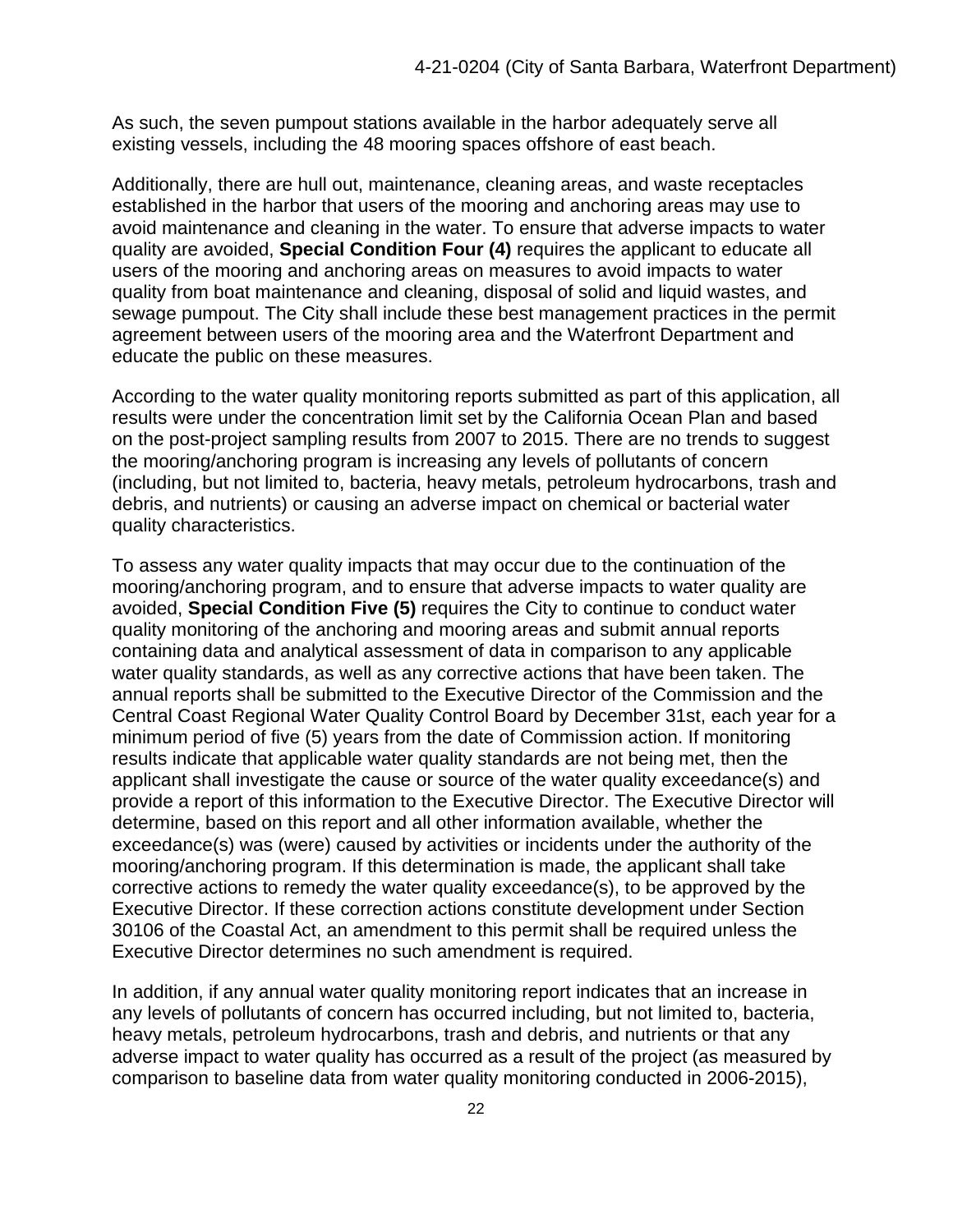As such, the seven pumpout stations available in the harbor adequately serve all existing vessels, including the 48 mooring spaces offshore of east beach.

Additionally, there are hull out, maintenance, cleaning areas, and waste receptacles established in the harbor that users of the mooring and anchoring areas may use to avoid maintenance and cleaning in the water. To ensure that adverse impacts to water quality are avoided, **Special Condition Four (4)** requires the applicant to educate all users of the mooring and anchoring areas on measures to avoid impacts to water quality from boat maintenance and cleaning, disposal of solid and liquid wastes, and sewage pumpout. The City shall include these best management practices in the permit agreement between users of the mooring area and the Waterfront Department and educate the public on these measures.

According to the water quality monitoring reports submitted as part of this application, all results were under the concentration limit set by the California Ocean Plan and based on the post-project sampling results from 2007 to 2015. There are no trends to suggest the mooring/anchoring program is increasing any levels of pollutants of concern (including, but not limited to, bacteria, heavy metals, petroleum hydrocarbons, trash and debris, and nutrients) or causing an adverse impact on chemical or bacterial water quality characteristics.

To assess any water quality impacts that may occur due to the continuation of the mooring/anchoring program, and to ensure that adverse impacts to water quality are avoided, **Special Condition Five (5)** requires the City to continue to conduct water quality monitoring of the anchoring and mooring areas and submit annual reports containing data and analytical assessment of data in comparison to any applicable water quality standards, as well as any corrective actions that have been taken. The annual reports shall be submitted to the Executive Director of the Commission and the Central Coast Regional Water Quality Control Board by December 31st, each year for a minimum period of five (5) years from the date of Commission action. If monitoring results indicate that applicable water quality standards are not being met, then the applicant shall investigate the cause or source of the water quality exceedance(s) and provide a report of this information to the Executive Director. The Executive Director will determine, based on this report and all other information available, whether the exceedance(s) was (were) caused by activities or incidents under the authority of the mooring/anchoring program. If this determination is made, the applicant shall take corrective actions to remedy the water quality exceedance(s), to be approved by the Executive Director. If these correction actions constitute development under Section 30106 of the Coastal Act, an amendment to this permit shall be required unless the Executive Director determines no such amendment is required.

In addition, if any annual water quality monitoring report indicates that an increase in any levels of pollutants of concern has occurred including, but not limited to, bacteria, heavy metals, petroleum hydrocarbons, trash and debris, and nutrients or that any adverse impact to water quality has occurred as a result of the project (as measured by comparison to baseline data from water quality monitoring conducted in 2006-2015),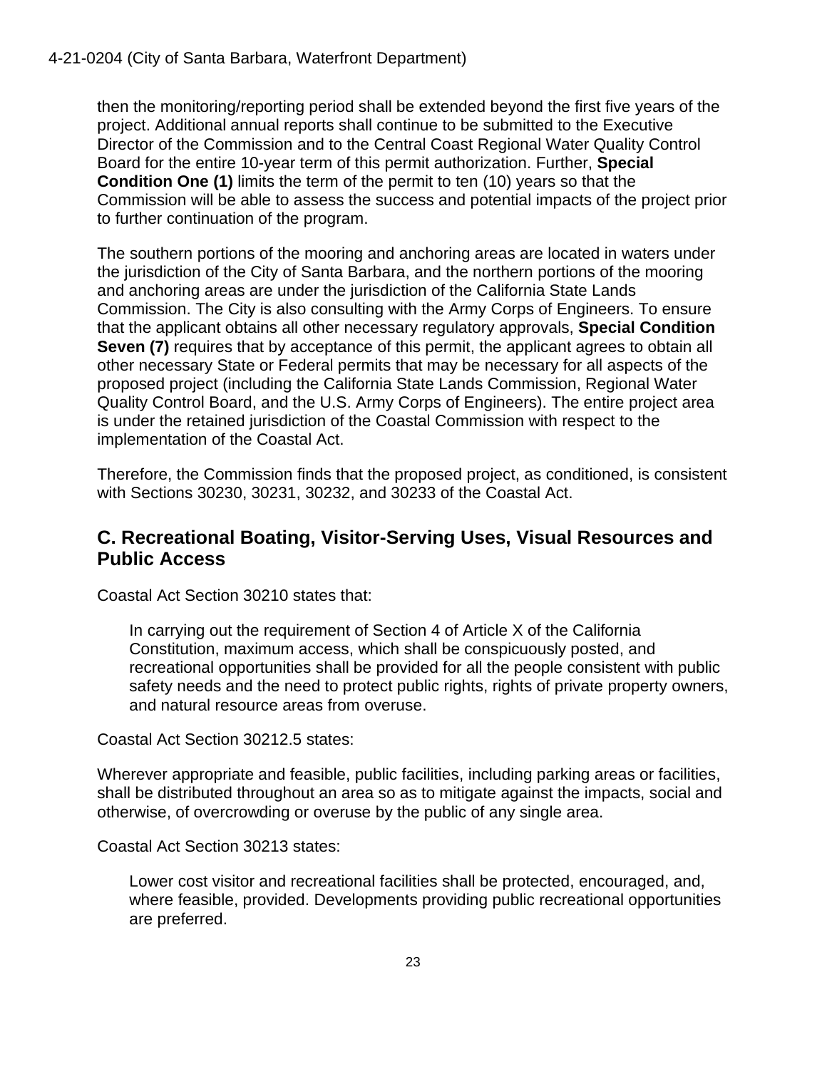then the monitoring/reporting period shall be extended beyond the first five years of the project. Additional annual reports shall continue to be submitted to the Executive Director of the Commission and to the Central Coast Regional Water Quality Control Board for the entire 10-year term of this permit authorization. Further, **Special Condition One (1)** limits the term of the permit to ten (10) years so that the Commission will be able to assess the success and potential impacts of the project prior to further continuation of the program.

The southern portions of the mooring and anchoring areas are located in waters under the jurisdiction of the City of Santa Barbara, and the northern portions of the mooring and anchoring areas are under the jurisdiction of the California State Lands Commission. The City is also consulting with the Army Corps of Engineers. To ensure that the applicant obtains all other necessary regulatory approvals, **Special Condition Seven (7)** requires that by acceptance of this permit, the applicant agrees to obtain all other necessary State or Federal permits that may be necessary for all aspects of the proposed project (including the California State Lands Commission, Regional Water Quality Control Board, and the U.S. Army Corps of Engineers). The entire project area is under the retained jurisdiction of the Coastal Commission with respect to the implementation of the Coastal Act.

Therefore, the Commission finds that the proposed project, as conditioned, is consistent with Sections 30230, 30231, 30232, and 30233 of the Coastal Act.

## C. Recreational Boating, Visitor-Serving Uses, Visual Resources and Public Access

Coastal Act Section 30210 states that:

> In carrying out the requirement of Section 4 of Article X of the California Constitution, maximum access, which shall be conspicuously posted, and recreational opportunities shall be provided for all the people consistent with public safety needs and the need to protect public rights, rights of private property owners, and natural resource areas from overuse.

Coastal Act Section 30212.5 states:

Wherever appropriate and feasible, public facilities, including parking areas or facilities, shall be distributed throughout an area so as to mitigate against the impacts, social and otherwise, of overcrowding or overuse by the public of any single area.

Coastal Act Section 30213 states:

> Lower cost visitor and recreational facilities shall be protected, encouraged, and, where feasible, provided. Developments providing public recreational opportunities are preferred.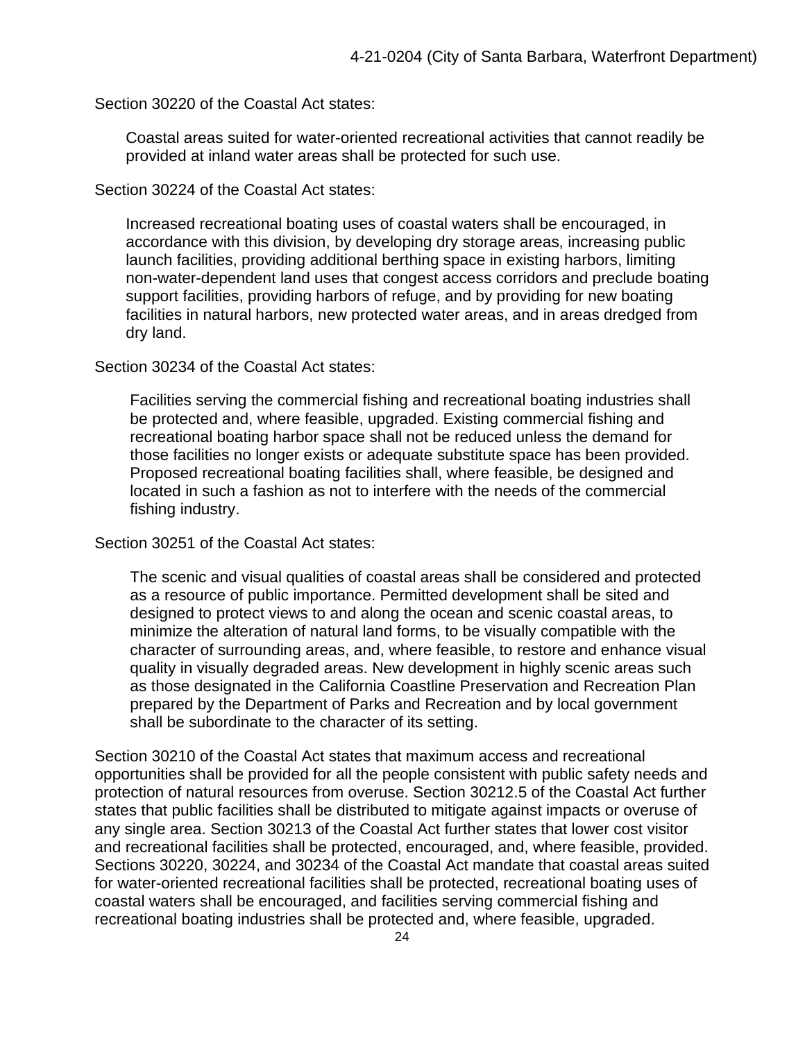Section 30220 of the Coastal Act states:

> Coastal areas suited for water-oriented recreational activities that cannot readily be provided at inland water areas shall be protected for such use.

Section 30224 of the Coastal Act states:

> Increased recreational boating uses of coastal waters shall be encouraged, in accordance with this division, by developing dry storage areas, increasing public launch facilities, providing additional berthing space in existing harbors, limiting non-water-dependent land uses that congest access corridors and preclude boating support facilities, providing harbors of refuge, and by providing for new boating facilities in natural harbors, new protected water areas, and in areas dredged from dry land.

Section 30234 of the Coastal Act states:

> Facilities serving the commercial fishing and recreational boating industries shall be protected and, where feasible, upgraded. Existing commercial fishing and recreational boating harbor space shall not be reduced unless the demand for those facilities no longer exists or adequate substitute space has been provided. Proposed recreational boating facilities shall, where feasible, be designed and located in such a fashion as not to interfere with the needs of the commercial fishing industry.

Section 30251 of the Coastal Act states:

> The scenic and visual qualities of coastal areas shall be considered and protected as a resource of public importance. Permitted development shall be sited and designed to protect views to and along the ocean and scenic coastal areas, to minimize the alteration of natural land forms, to be visually compatible with the character of surrounding areas, and, where feasible, to restore and enhance visual quality in visually degraded areas. New development in highly scenic areas such as those designated in the California Coastline Preservation and Recreation Plan prepared by the Department of Parks and Recreation and by local government shall be subordinate to the character of its setting.

Section 30210 of the Coastal Act states that maximum access and recreational opportunities shall be provided for all the people consistent with public safety needs and protection of natural resources from overuse. Section 30212.5 of the Coastal Act further states that public facilities shall be distributed to mitigate against impacts or overuse of any single area. Section 30213 of the Coastal Act further states that lower cost visitor and recreational facilities shall be protected, encouraged, and, where feasible, provided. Sections 30220, 30224, and 30234 of the Coastal Act mandate that coastal areas suited for water-oriented recreational facilities shall be protected, recreational boating uses of coastal waters shall be encouraged, and facilities serving commercial fishing and recreational boating industries shall be protected and, where feasible, upgraded.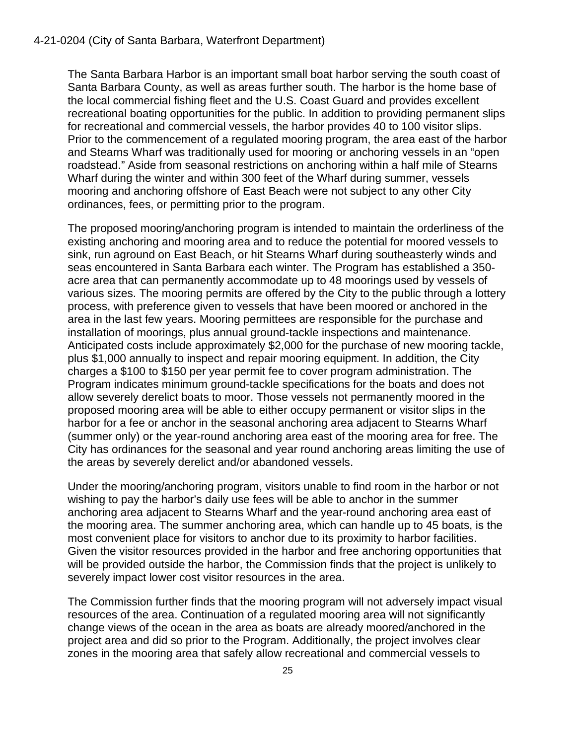The Santa Barbara Harbor is an important small boat harbor serving the south coast of Santa Barbara County, as well as areas further south. The harbor is the home base of the local commercial fishing fleet and the U.S. Coast Guard and provides excellent recreational boating opportunities for the public. In addition to providing permanent slips for recreational and commercial vessels, the harbor provides 40 to 100 visitor slips. Prior to the commencement of a regulated mooring program, the area east of the harbor and Stearns Wharf was traditionally used for mooring or anchoring vessels in an "open roadstead." Aside from seasonal restrictions on anchoring within a half mile of Stearns Wharf during the winter and within 300 feet of the Wharf during summer, vessels mooring and anchoring offshore of East Beach were not subject to any other City ordinances, fees, or permitting prior to the program.

The proposed mooring/anchoring program is intended to maintain the orderliness of the existing anchoring and mooring area and to reduce the potential for moored vessels to sink, run aground on East Beach, or hit Stearns Wharf during southeasterly winds and seas encountered in Santa Barbara each winter. The Program has established a 350-acre area that can permanently accommodate up to 48 moorings used by vessels of various sizes. The mooring permits are offered by the City to the public through a lottery process, with preference given to vessels that have been moored or anchored in the area in the last few years. Mooring permittees are responsible for the purchase and installation of moorings, plus annual ground-tackle inspections and maintenance. Anticipated costs include approximately $2,000 for the purchase of new mooring tackle, plus $1,000 annually to inspect and repair mooring equipment. In addition, the City charges a $100 to $150 per year permit fee to cover program administration. The Program indicates minimum ground-tackle specifications for the boats and does not allow severely derelict boats to moor. Those vessels not permanently moored in the proposed mooring area will be able to either occupy permanent or visitor slips in the harbor for a fee or anchor in the seasonal anchoring area adjacent to Stearns Wharf (summer only) or the year-round anchoring area east of the mooring area for free. The City has ordinances for the seasonal and year round anchoring areas limiting the use of the areas by severely derelict and/or abandoned vessels.

Under the mooring/anchoring program, visitors unable to find room in the harbor or not wishing to pay the harbor's daily use fees will be able to anchor in the summer anchoring area adjacent to Stearns Wharf and the year-round anchoring area east of the mooring area. The summer anchoring area, which can handle up to 45 boats, is the most convenient place for visitors to anchor due to its proximity to harbor facilities. Given the visitor resources provided in the harbor and free anchoring opportunities that will be provided outside the harbor, the Commission finds that the project is unlikely to severely impact lower cost visitor resources in the area.

The Commission further finds that the mooring program will not adversely impact visual resources of the area. Continuation of a regulated mooring area will not significantly change views of the ocean in the area as boats are already moored/anchored in the project area and did so prior to the Program. Additionally, the project involves clear zones in the mooring area that safely allow recreational and commercial vessels to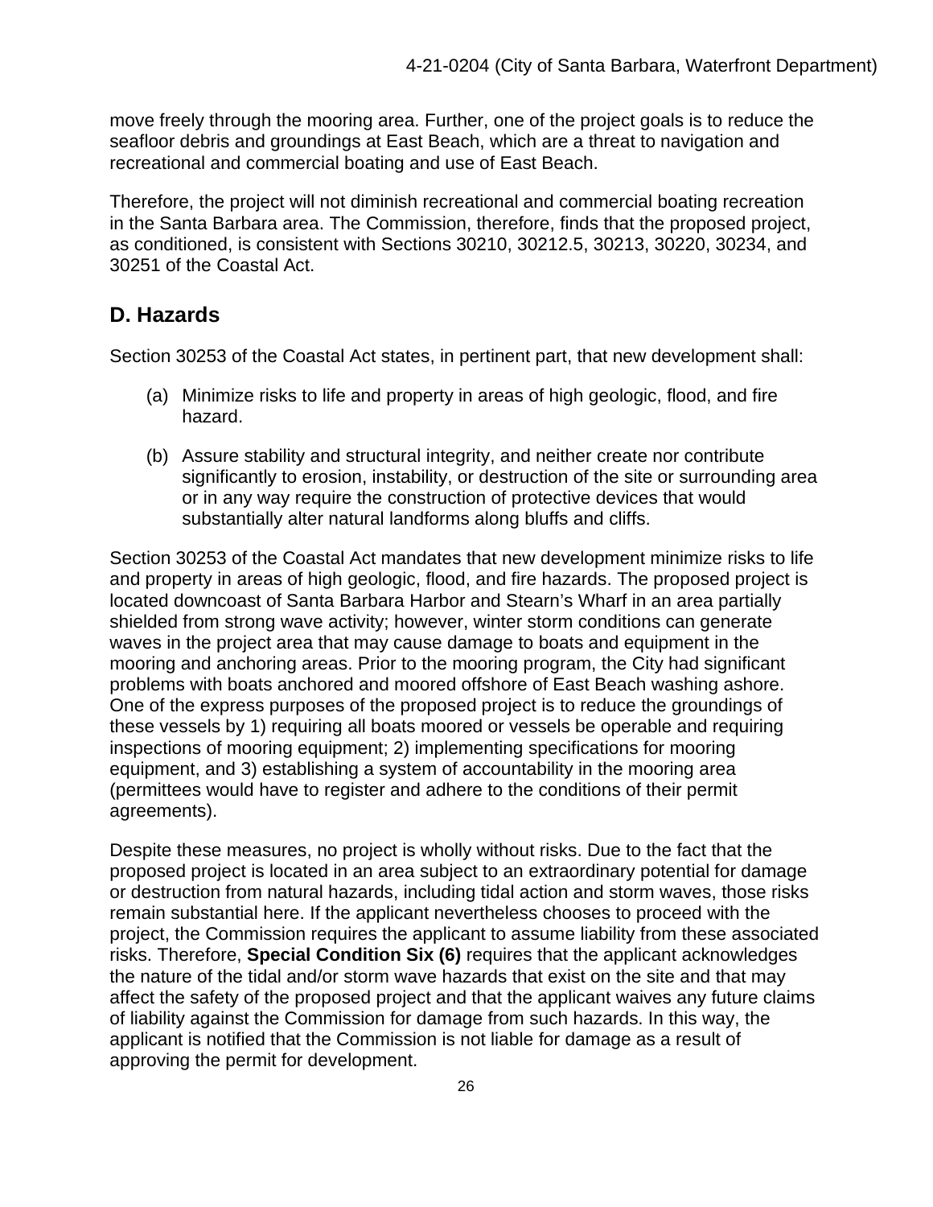move freely through the mooring area. Further, one of the project goals is to reduce the seafloor debris and groundings at East Beach, which are a threat to navigation and recreational and commercial boating and use of East Beach.

Therefore, the project will not diminish recreational and commercial boating recreation in the Santa Barbara area. The Commission, therefore, finds that the proposed project, as conditioned, is consistent with Sections 30210, 30212.5, 30213, 30220, 30234, and 30251 of the Coastal Act.

## D. Hazards

Section 30253 of the Coastal Act states, in pertinent part, that new development shall:

(a) Minimize risks to life and property in areas of high geologic, flood, and fire hazard.

(b) Assure stability and structural integrity, and neither create nor contribute significantly to erosion, instability, or destruction of the site or surrounding area or in any way require the construction of protective devices that would substantially alter natural landforms along bluffs and cliffs.

Section 30253 of the Coastal Act mandates that new development minimize risks to life and property in areas of high geologic, flood, and fire hazards. The proposed project is located downcoast of Santa Barbara Harbor and Stearn's Wharf in an area partially shielded from strong wave activity; however, winter storm conditions can generate waves in the project area that may cause damage to boats and equipment in the mooring and anchoring areas. Prior to the mooring program, the City had significant problems with boats anchored and moored offshore of East Beach washing ashore. One of the express purposes of the proposed project is to reduce the groundings of these vessels by 1) requiring all boats moored or vessels be operable and requiring inspections of mooring equipment; 2) implementing specifications for mooring equipment, and 3) establishing a system of accountability in the mooring area (permittees would have to register and adhere to the conditions of their permit agreements).

Despite these measures, no project is wholly without risks. Due to the fact that the proposed project is located in an area subject to an extraordinary potential for damage or destruction from natural hazards, including tidal action and storm waves, those risks remain substantial here. If the applicant nevertheless chooses to proceed with the project, the Commission requires the applicant to assume liability from these associated risks. Therefore, **Special Condition Six (6)** requires that the applicant acknowledges the nature of the tidal and/or storm wave hazards that exist on the site and that may affect the safety of the proposed project and that the applicant waives any future claims of liability against the Commission for damage from such hazards. In this way, the applicant is notified that the Commission is not liable for damage as a result of approving the permit for development.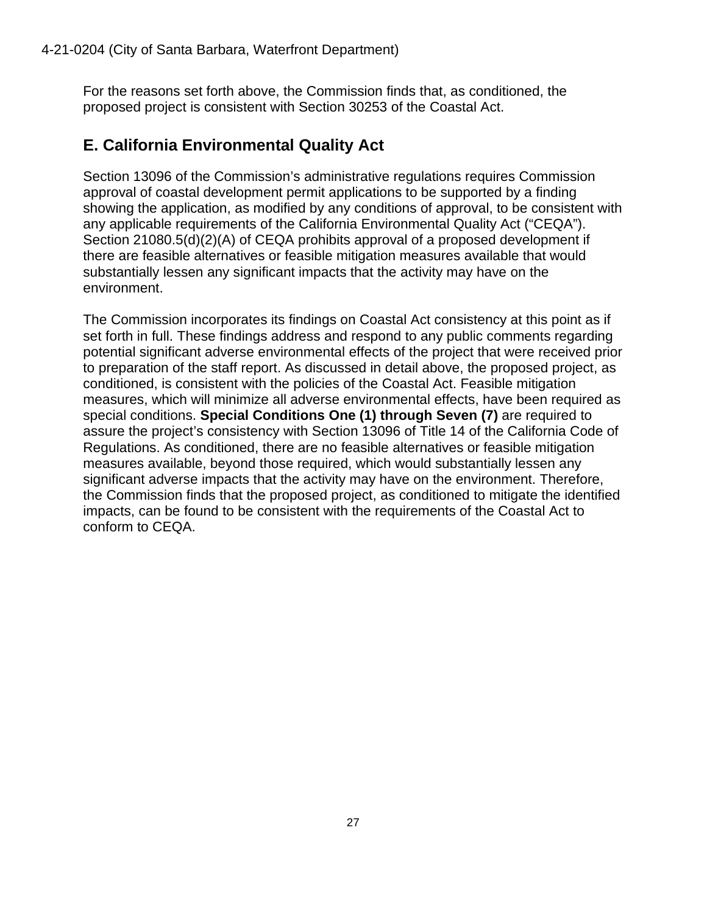For the reasons set forth above, the Commission finds that, as conditioned, the proposed project is consistent with Section 30253 of the Coastal Act.

## E. California Environmental Quality Act

Section 13096 of the Commission's administrative regulations requires Commission approval of coastal development permit applications to be supported by a finding showing the application, as modified by any conditions of approval, to be consistent with any applicable requirements of the California Environmental Quality Act ("CEQA"). Section 21080.5(d)(2)(A) of CEQA prohibits approval of a proposed development if there are feasible alternatives or feasible mitigation measures available that would substantially lessen any significant impacts that the activity may have on the environment.

The Commission incorporates its findings on Coastal Act consistency at this point as if set forth in full. These findings address and respond to any public comments regarding potential significant adverse environmental effects of the project that were received prior to preparation of the staff report. As discussed in detail above, the proposed project, as conditioned, is consistent with the policies of the Coastal Act. Feasible mitigation measures, which will minimize all adverse environmental effects, have been required as special conditions. **Special Conditions One (1) through Seven (7)** are required to assure the project's consistency with Section 13096 of Title 14 of the California Code of Regulations. As conditioned, there are no feasible alternatives or feasible mitigation measures available, beyond those required, which would substantially lessen any significant adverse impacts that the activity may have on the environment. Therefore, the Commission finds that the proposed project, as conditioned to mitigate the identified impacts, can be found to be consistent with the requirements of the Coastal Act to conform to CEQA.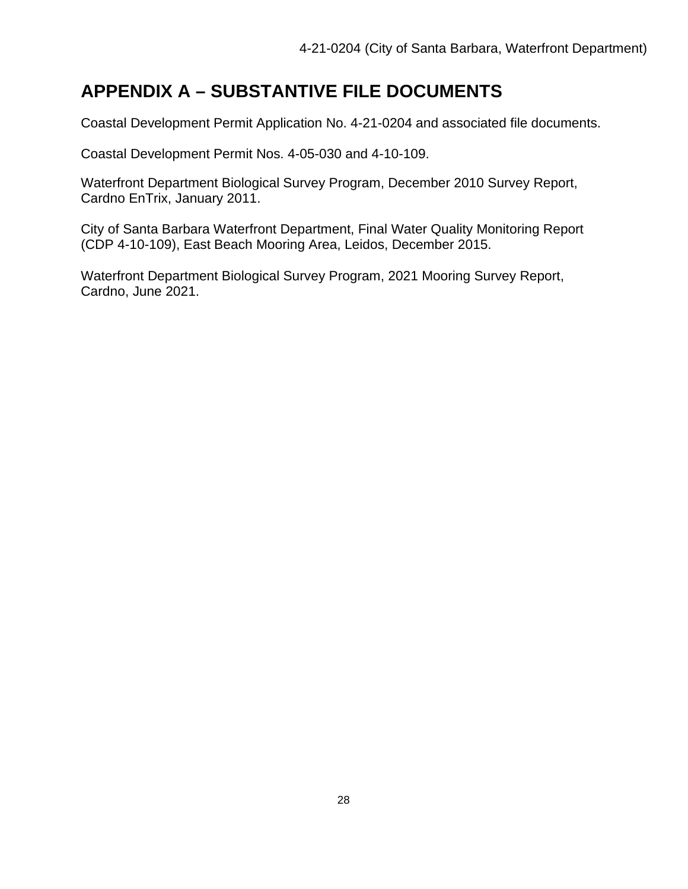# APPENDIX A – SUBSTANTIVE FILE DOCUMENTS

Coastal Development Permit Application No. 4-21-0204 and associated file documents.

Coastal Development Permit Nos. 4-05-030 and 4-10-109.

Waterfront Department Biological Survey Program, December 2010 Survey Report, Cardno EnTrix, January 2011.

City of Santa Barbara Waterfront Department, Final Water Quality Monitoring Report (CDP 4-10-109), East Beach Mooring Area, Leidos, December 2015.

Waterfront Department Biological Survey Program, 2021 Mooring Survey Report, Cardno, June 2021.